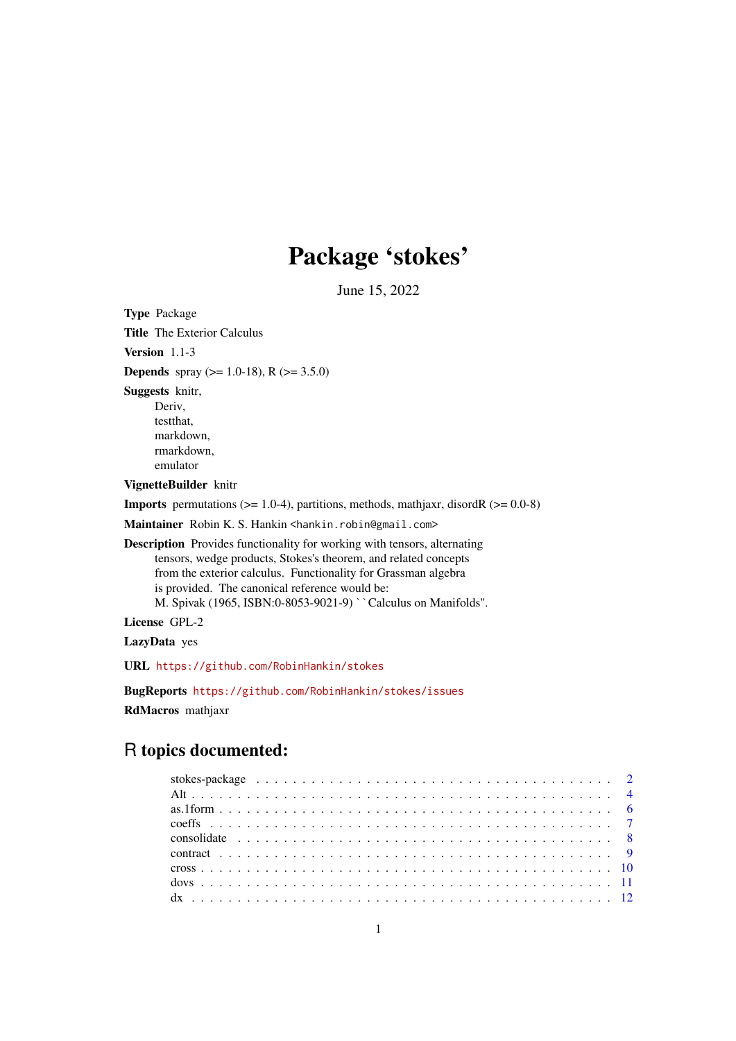# Package 'stokes'

June 15, 2022

**Type** Package

**Title** The Exterior Calculus

**Version** 1.1-3

**Depends** spray (>= 1.0-18), R (>= 3.5.0)

**Suggests** knitr,
Deriv,
testthat,
markdown,
rmarkdown,
emulator

**VignetteBuilder** knitr

**Imports** permutations (>= 1.0-4), partitions, methods, mathjaxr, disordR (>= 0.0-8)

**Maintainer** Robin K. S. Hankin <hankin.robin@gmail.com>

**Description** Provides functionality for working with tensors, alternating tensors, wedge products, Stokes's theorem, and related concepts from the exterior calculus. Functionality for Grassman algebra is provided. The canonical reference would be: M. Spivak (1965, ISBN:0-8053-9021-9) ``Calculus on Manifolds''.

**License** GPL-2

**LazyData** yes

**URL** https://github.com/RobinHankin/stokes

**BugReports** https://github.com/RobinHankin/stokes/issues

**RdMacros** mathjaxr

## R topics documented:

| | |
|---|---|
| stokes-package | 2 |
| Alt | 4 |
| as.1form | 6 |
| coeffs | 7 |
| consolidate | 8 |
| contract | 9 |
| cross | 10 |
| dovs | 11 |
| dx | 12 |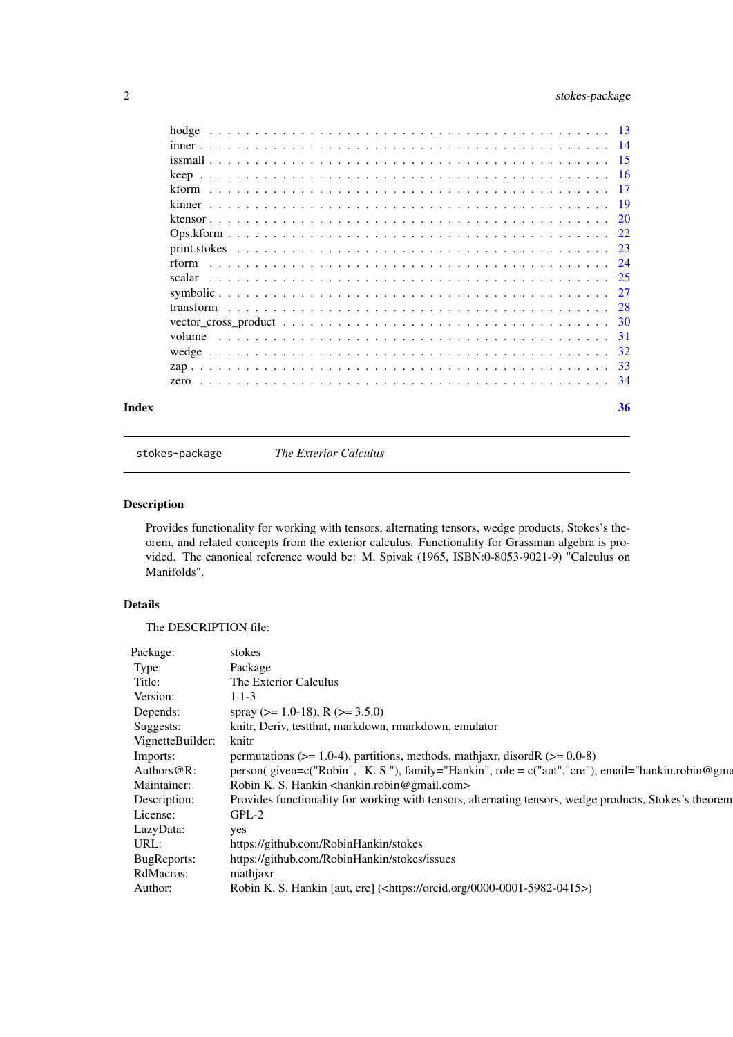hodge . . . . . . . . . . . . . . . . . . . . . . . . . . . . . . . . . . . . . . . . . . 13
inner . . . . . . . . . . . . . . . . . . . . . . . . . . . . . . . . . . . . . . . . . . 14
issmall . . . . . . . . . . . . . . . . . . . . . . . . . . . . . . . . . . . . . . . . . 15
keep . . . . . . . . . . . . . . . . . . . . . . . . . . . . . . . . . . . . . . . . . . 16
kform . . . . . . . . . . . . . . . . . . . . . . . . . . . . . . . . . . . . . . . . . 17
kinner . . . . . . . . . . . . . . . . . . . . . . . . . . . . . . . . . . . . . . . . . 19
ktensor . . . . . . . . . . . . . . . . . . . . . . . . . . . . . . . . . . . . . . . . 20
Ops.kform . . . . . . . . . . . . . . . . . . . . . . . . . . . . . . . . . . . . . . . 22
print.stokes . . . . . . . . . . . . . . . . . . . . . . . . . . . . . . . . . . . . . 23
rform . . . . . . . . . . . . . . . . . . . . . . . . . . . . . . . . . . . . . . . . . 24
scalar . . . . . . . . . . . . . . . . . . . . . . . . . . . . . . . . . . . . . . . . . 25
symbolic . . . . . . . . . . . . . . . . . . . . . . . . . . . . . . . . . . . . . . . 27
transform . . . . . . . . . . . . . . . . . . . . . . . . . . . . . . . . . . . . . . . 28
vector_cross_product . . . . . . . . . . . . . . . . . . . . . . . . . . . . . . . 30
volume . . . . . . . . . . . . . . . . . . . . . . . . . . . . . . . . . . . . . . . . 31
wedge . . . . . . . . . . . . . . . . . . . . . . . . . . . . . . . . . . . . . . . . . 32
zap . . . . . . . . . . . . . . . . . . . . . . . . . . . . . . . . . . . . . . . . . . 33
zero . . . . . . . . . . . . . . . . . . . . . . . . . . . . . . . . . . . . . . . . . . 34

**Index** **36**

---

stokes-package *The Exterior Calculus*

---

## Description

Provides functionality for working with tensors, alternating tensors, wedge products, Stokes's theorem, and related concepts from the exterior calculus. Functionality for Grassman algebra is provided. The canonical reference would be: M. Spivak (1965, ISBN:0-8053-9021-9) "Calculus on Manifolds".

## Details

The DESCRIPTION file:

| | |
|---|---|
| Package: | stokes |
| Type: | Package |
| Title: | The Exterior Calculus |
| Version: | 1.1-3 |
| Depends: | spray (>= 1.0-18), R (>= 3.5.0) |
| Suggests: | knitr, Deriv, testthat, markdown, rmarkdown, emulator |
| VignetteBuilder: | knitr |
| Imports: | permutations (>= 1.0-4), partitions, methods, mathjaxr, disordR (>= 0.0-8) |
| Authors@R: | person( given=c("Robin", "K. S."), family="Hankin", role = c("aut","cre"), email="hankin.robin@gma |
| Maintainer: | Robin K. S. Hankin <hankin.robin@gmail.com> |
| Description: | Provides functionality for working with tensors, alternating tensors, wedge products, Stokes's theorem |
| License: | GPL-2 |
| LazyData: | yes |
| URL: | https://github.com/RobinHankin/stokes |
| BugReports: | https://github.com/RobinHankin/stokes/issues |
| RdMacros: | mathjaxr |
| Author: | Robin K. S. Hankin [aut, cre] (<https://orcid.org/0000-0001-5982-0415>) |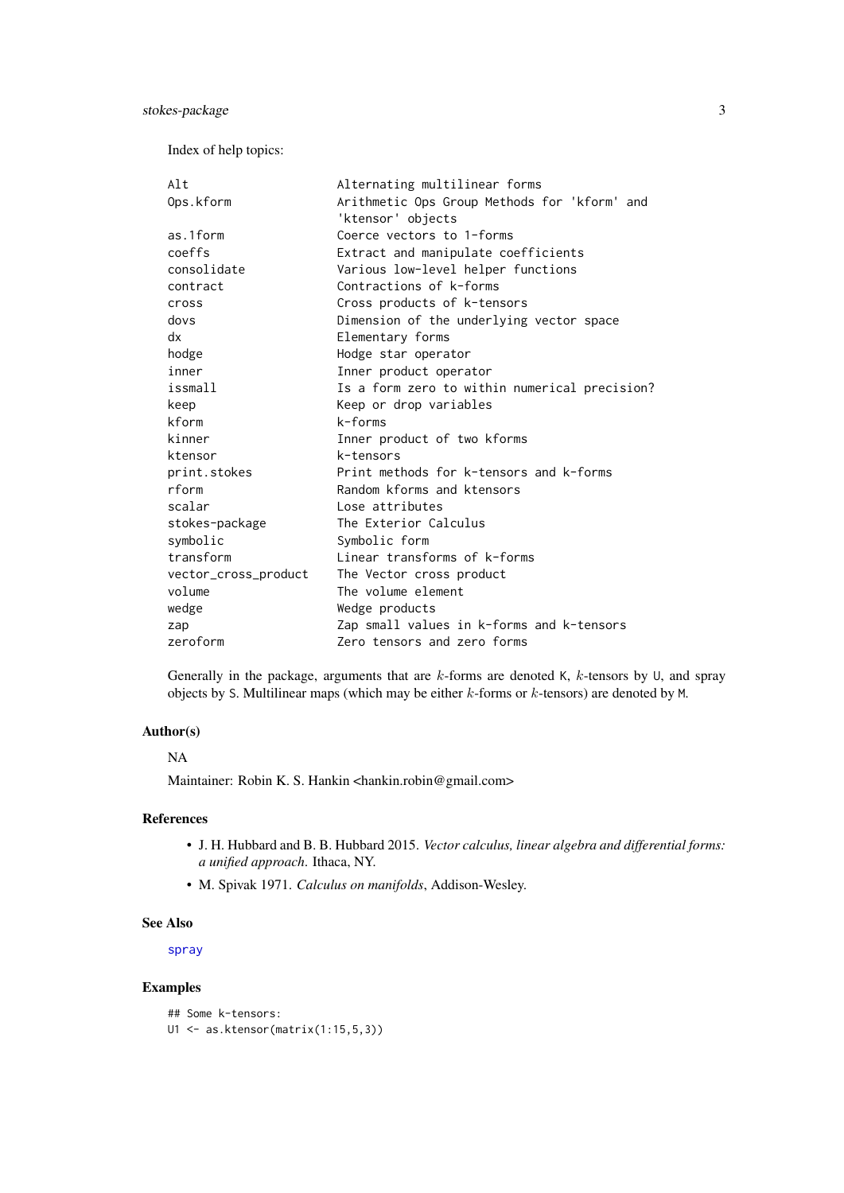Index of help topics:

```
Alt                     Alternating multilinear forms
Ops.kform               Arithmetic Ops Group Methods for 'kform' and
                        'ktensor' objects
as.1form                Coerce vectors to 1-forms
coeffs                  Extract and manipulate coefficients
consolidate             Various low-level helper functions
contract                Contractions of k-forms
cross                   Cross products of k-tensors
dovs                    Dimension of the underlying vector space
dx                      Elementary forms
hodge                   Hodge star operator
inner                   Inner product operator
issmall                 Is a form zero to within numerical precision?
keep                    Keep or drop variables
kform                   k-forms
kinner                  Inner product of two kforms
ktensor                 k-tensors
print.stokes            Print methods for k-tensors and k-forms
rform                   Random kforms and ktensors
scalar                  Lose attributes
stokes-package          The Exterior Calculus
symbolic                Symbolic form
transform               Linear transforms of k-forms
vector_cross_product    The Vector cross product
volume                  The volume element
wedge                   Wedge products
zap                     Zap small values in k-forms and k-tensors
zeroform                Zero tensors and zero forms
```

Generally in the package, arguments that are $k$-forms are denoted K, $k$-tensors by U, and spray objects by S. Multilinear maps (which may be either $k$-forms or $k$-tensors) are denoted by M.

### Author(s)

NA

Maintainer: Robin K. S. Hankin <hankin.robin@gmail.com>

### References

- J. H. Hubbard and B. B. Hubbard 2015. *Vector calculus, linear algebra and differential forms: a unified approach*. Ithaca, NY.
- M. Spivak 1971. *Calculus on manifolds*, Addison-Wesley.

### See Also

spray

### Examples

```
## Some k-tensors:
U1 <- as.ktensor(matrix(1:15,5,3))
```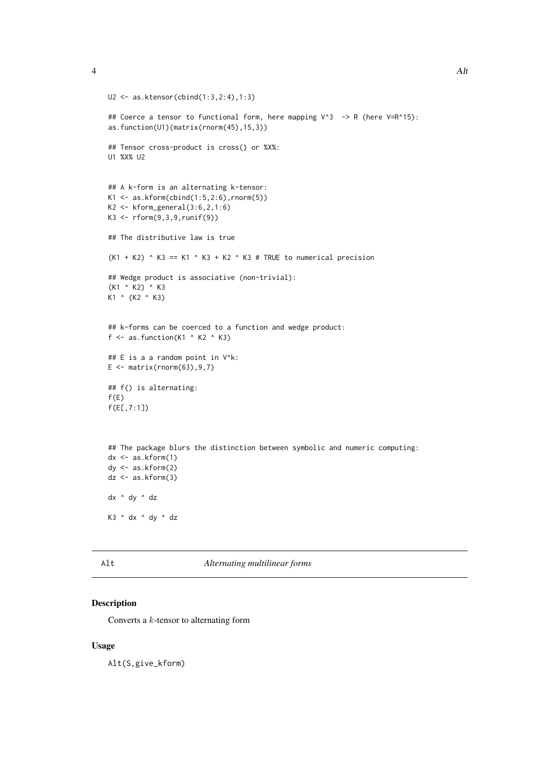```
U2 <- as.ktensor(cbind(1:3,2:4),1:3)

## Coerce a tensor to functional form, here mapping V^3  -> R (here V=R^15):
as.function(U1)(matrix(rnorm(45),15,3))

## Tensor cross-product is cross() or %X%:
U1 %X% U2


## A k-form is an alternating k-tensor:
K1 <- as.kform(cbind(1:5,2:6),rnorm(5))
K2 <- kform_general(3:6,2,1:6)
K3 <- rform(9,3,9,runif(9))

## The distributive law is true

(K1 + K2) ^ K3 == K1 ^ K3 + K2 ^ K3 # TRUE to numerical precision

## Wedge product is associative (non-trivial):
(K1 ^ K2) ^ K3
K1 ^ (K2 ^ K3)


## k-forms can be coerced to a function and wedge product:
f <- as.function(K1 ^ K2 ^ K3)

## E is a a random point in V^k:
E <- matrix(rnorm(63),9,7)

## f() is alternating:
f(E)
f(E[,7:1])



## The package blurs the distinction between symbolic and numeric computing:
dx <- as.kform(1)
dy <- as.kform(2)
dz <- as.kform(3)

dx ^ dy ^ dz

K3 ^ dx ^ dy ^ dz
```

---

Alt — *Alternating multilinear forms*

---

### Description

Converts a $k$-tensor to alternating form

### Usage

```
Alt(S,give_kform)
```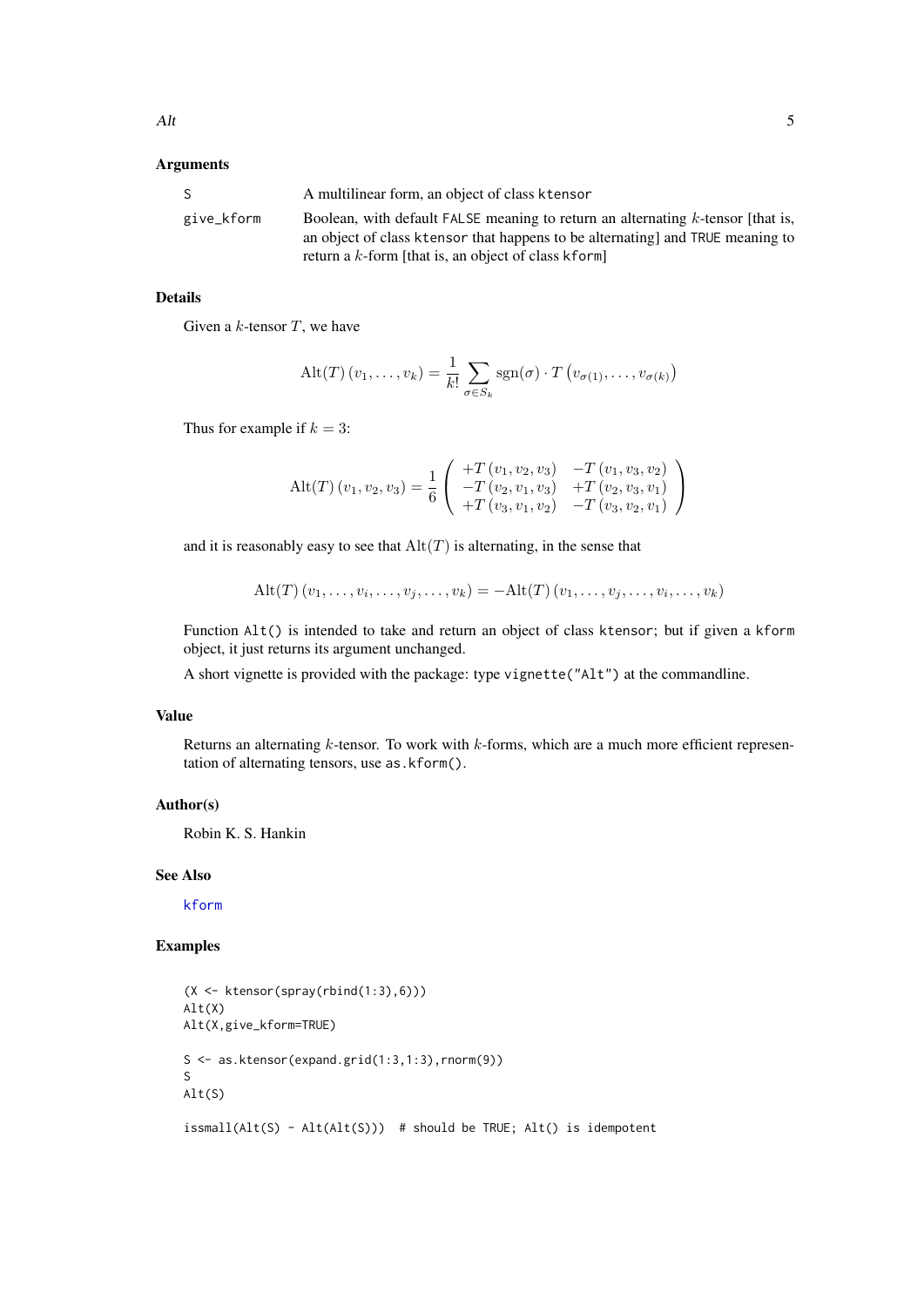### Arguments

| | |
|---|---|
| S | A multilinear form, an object of class ktensor |
| give_kform | Boolean, with default FALSE meaning to return an alternating $k$-tensor [that is, an object of class ktensor that happens to be alternating] and TRUE meaning to return a $k$-form [that is, an object of class kform] |

### Details

Given a $k$-tensor $T$, we have

$$\mathrm{Alt}(T)\left(v_1,\ldots,v_k\right)=\frac{1}{k!}\sum_{\sigma\in S_k}\mathrm{sgn}(\sigma)\cdot T\left(v_{\sigma(1)},\ldots,v_{\sigma(k)}\right)$$

Thus for example if $k=3$:

$$\mathrm{Alt}(T)\left(v_1,v_2,v_3\right)=\frac{1}{6}\left(\begin{array}{cc} +T\left(v_1,v_2,v_3\right) & -T\left(v_1,v_3,v_2\right)\\ -T\left(v_2,v_1,v_3\right) & +T\left(v_2,v_3,v_1\right)\\ +T\left(v_3,v_1,v_2\right) & -T\left(v_3,v_2,v_1\right)\end{array}\right)$$

and it is reasonably easy to see that $\mathrm{Alt}(T)$ is alternating, in the sense that

$$\mathrm{Alt}(T)\left(v_1,\ldots,v_i,\ldots,v_j,\ldots,v_k\right)=-\mathrm{Alt}(T)\left(v_1,\ldots,v_j,\ldots,v_i,\ldots,v_k\right)$$

Function Alt() is intended to take and return an object of class ktensor; but if given a kform object, it just returns its argument unchanged.

A short vignette is provided with the package: type vignette("Alt") at the commandline.

### Value

Returns an alternating $k$-tensor. To work with $k$-forms, which are a much more efficient representation of alternating tensors, use as.kform().

### Author(s)

Robin K. S. Hankin

### See Also

kform

### Examples

```
(X <- ktensor(spray(rbind(1:3),6)))
Alt(X)
Alt(X,give_kform=TRUE)

S <- as.ktensor(expand.grid(1:3,1:3),rnorm(9))
S
Alt(S)

issmall(Alt(S) - Alt(Alt(S)))  # should be TRUE; Alt() is idempotent
```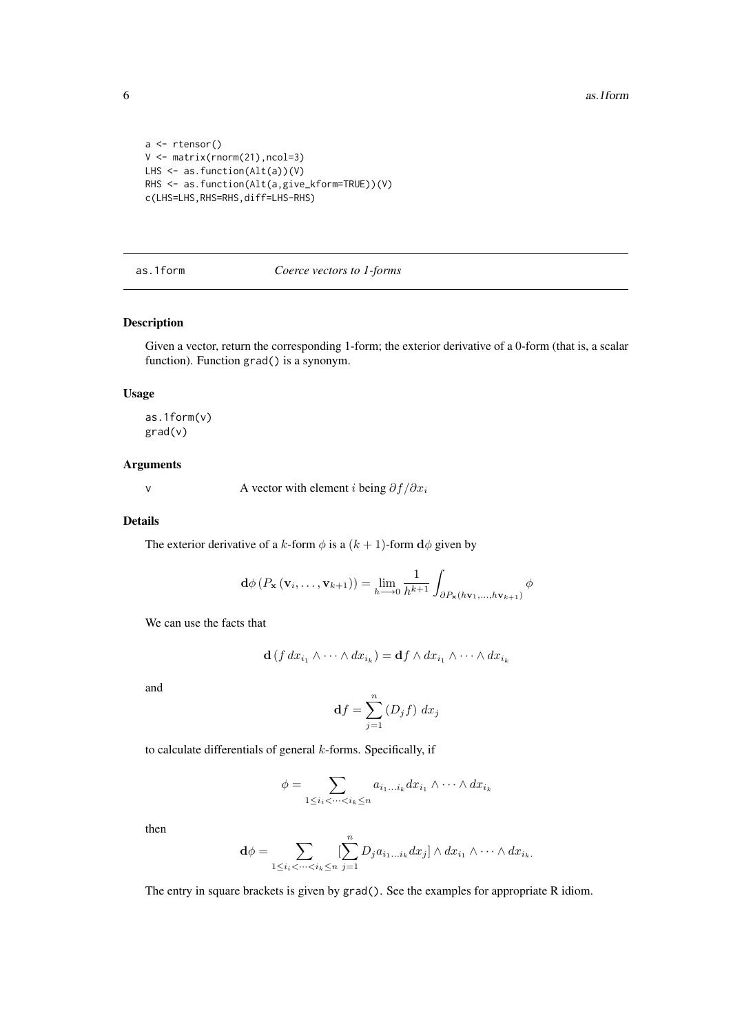```
a <- rtensor()
V <- matrix(rnorm(21),ncol=3)
LHS <- as.function(Alt(a))(V)
RHS <- as.function(Alt(a,give_kform=TRUE))(V)
c(LHS=LHS,RHS=RHS,diff=LHS-RHS)
```

## as.1form *Coerce vectors to 1-forms*

### Description

Given a vector, return the corresponding 1-form; the exterior derivative of a 0-form (that is, a scalar function). Function grad() is a synonym.

### Usage

```
as.1form(v)
grad(v)
```

### Arguments

v A vector with element $i$ being $\partial f/\partial x_i$

### Details

The exterior derivative of a $k$-form $\phi$ is a $(k+1)$-form $\mathbf{d}\phi$ given by

$$\mathbf{d}\phi\left(P_{\mathbf{x}}\left(\mathbf{v}_i,\ldots,\mathbf{v}_{k+1}\right)\right)=\lim_{h\longrightarrow 0}\frac{1}{h^{k+1}}\int_{\partial P_{\mathbf{x}}\left(h\mathbf{v}_1,\ldots,h\mathbf{v}_{k+1}\right)}\phi$$

We can use the facts that

$$\mathbf{d}\left(f\,dx_{i_1}\wedge\cdots\wedge dx_{i_k}\right)=\mathbf{d}f\wedge dx_{i_1}\wedge\cdots\wedge dx_{i_k}$$

and

$$\mathbf{d}f=\sum_{j=1}^{n}\left(D_jf\right)\,dx_j$$

to calculate differentials of general $k$-forms. Specifically, if

$$\phi=\sum_{1\leq i_i<\cdots<i_k\leq n}a_{i_1\ldots i_k}dx_{i_1}\wedge\cdots\wedge dx_{i_k}$$

then

$$\mathbf{d}\phi=\sum_{1\leq i_i<\cdots<i_k\leq n}[\sum_{j=1}^{n}D_ja_{i_1\ldots i_k}dx_j]\wedge dx_{i_1}\wedge\cdots\wedge dx_{i_k}.$$

The entry in square brackets is given by grad(). See the examples for appropriate R idiom.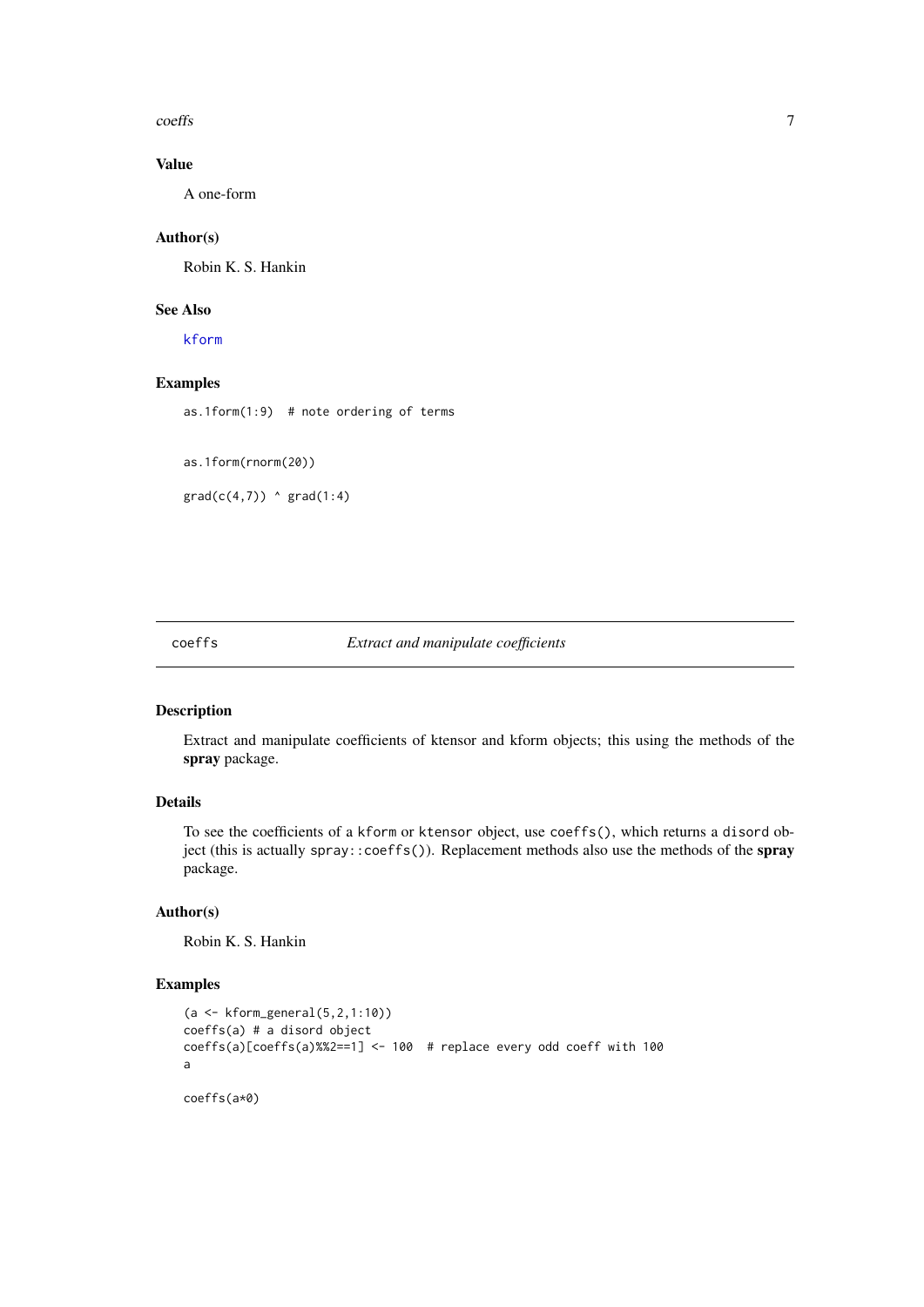### Value

A one-form

### Author(s)

Robin K. S. Hankin

### See Also

kform

### Examples

```
as.1form(1:9)  # note ordering of terms


as.1form(rnorm(20))

grad(c(4,7)) ^ grad(1:4)
```

---

## coeffs — *Extract and manipulate coefficients*

### Description

Extract and manipulate coefficients of ktensor and kform objects; this using the methods of the **spray** package.

### Details

To see the coefficients of a `kform` or `ktensor` object, use `coeffs()`, which returns a `disord` object (this is actually `spray::coeffs()`). Replacement methods also use the methods of the **spray** package.

### Author(s)

Robin K. S. Hankin

### Examples

```
(a <- kform_general(5,2,1:10))
coeffs(a) # a disord object
coeffs(a)[coeffs(a)%%2==1] <- 100  # replace every odd coeff with 100
a

coeffs(a*0)
```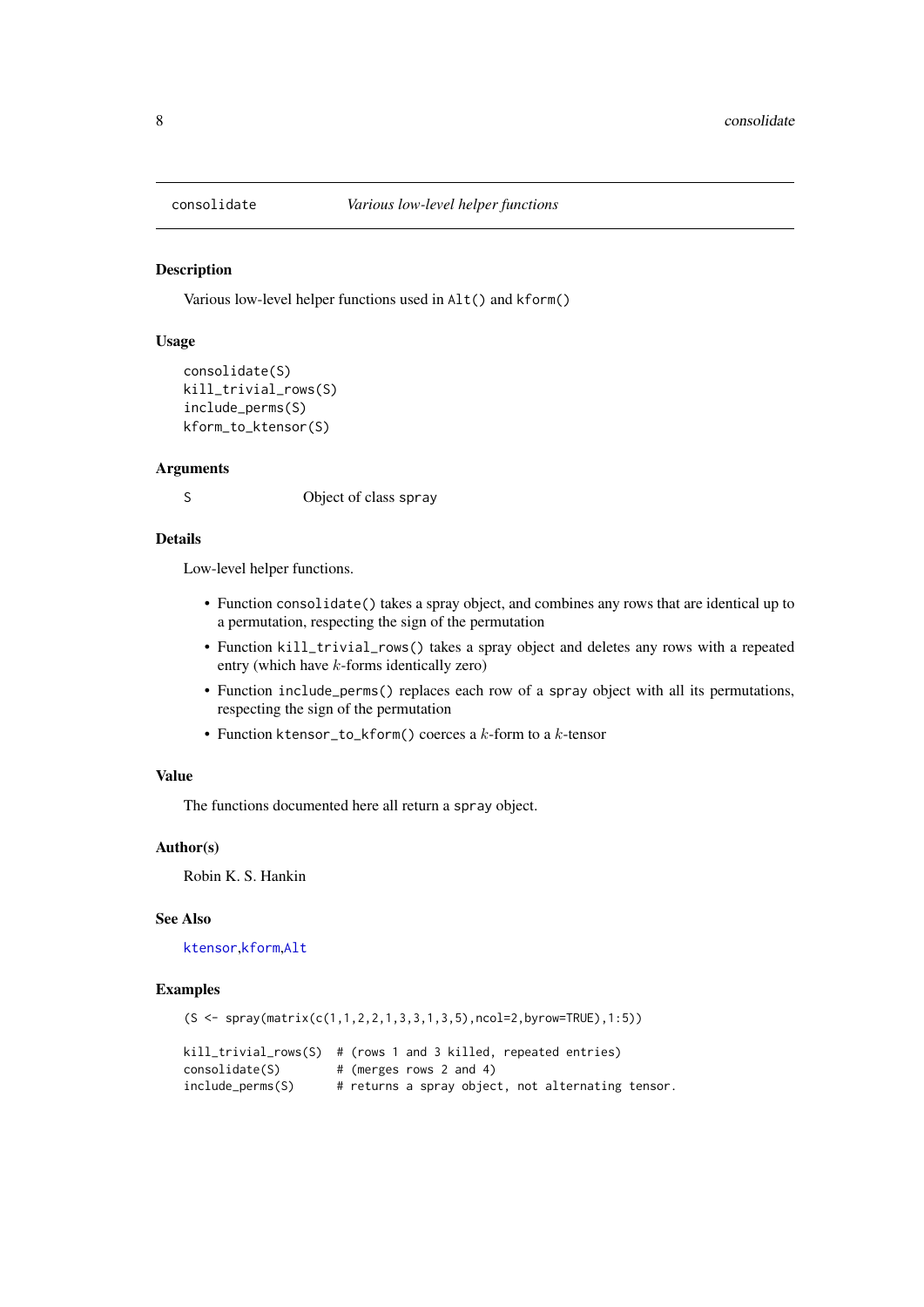# consolidate — *Various low-level helper functions*

## Description

Various low-level helper functions used in `Alt()` and `kform()`

## Usage

```
consolidate(S)
kill_trivial_rows(S)
include_perms(S)
kform_to_ktensor(S)
```

## Arguments

| | |
|---|---|
| `S` | Object of class `spray` |

## Details

Low-level helper functions.

- Function `consolidate()` takes a spray object, and combines any rows that are identical up to a permutation, respecting the sign of the permutation
- Function `kill_trivial_rows()` takes a spray object and deletes any rows with a repeated entry (which have $k$-forms identically zero)
- Function `include_perms()` replaces each row of a `spray` object with all its permutations, respecting the sign of the permutation
- Function `ktensor_to_kform()` coerces a $k$-form to a $k$-tensor

## Value

The functions documented here all return a `spray` object.

## Author(s)

Robin K. S. Hankin

## See Also

`ktensor`,`kform`,`Alt`

## Examples

```
(S <- spray(matrix(c(1,1,2,2,1,3,3,1,3,5),ncol=2,byrow=TRUE),1:5))

kill_trivial_rows(S)  # (rows 1 and 3 killed, repeated entries)
consolidate(S)        # (merges rows 2 and 4)
include_perms(S)      # returns a spray object, not alternating tensor.
```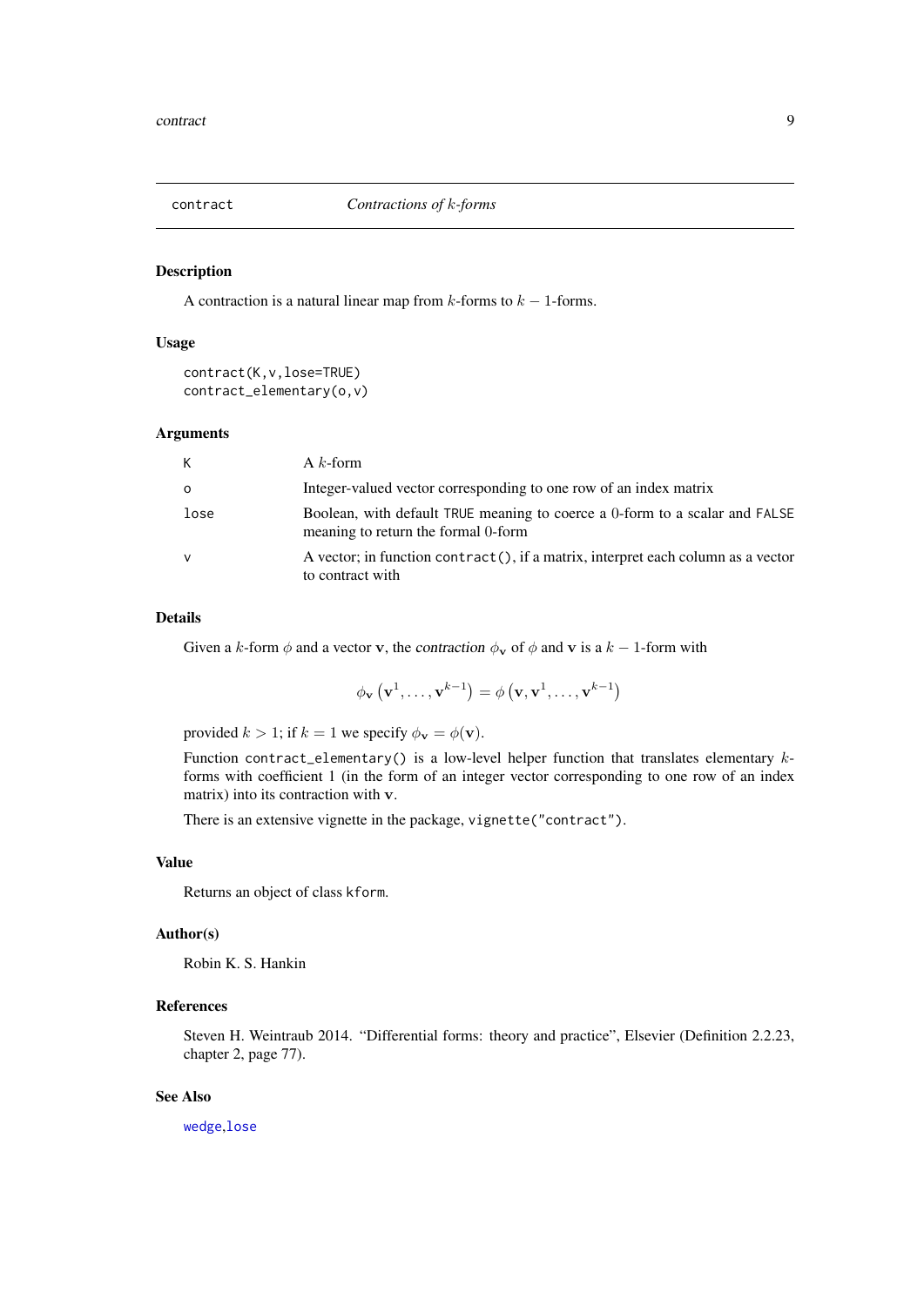# contract — *Contractions of k-forms*

## Description

A contraction is a natural linear map from $k$-forms to $k-1$-forms.

## Usage

```
contract(K,v,lose=TRUE)
contract_elementary(o,v)
```

## Arguments

| | |
|---|---|
| `K` | A $k$-form |
| `o` | Integer-valued vector corresponding to one row of an index matrix |
| `lose` | Boolean, with default `TRUE` meaning to coerce a 0-form to a scalar and `FALSE` meaning to return the formal 0-form |
| `v` | A vector; in function `contract()`, if a matrix, interpret each column as a vector to contract with |

## Details

Given a $k$-form $\phi$ and a vector $\mathbf{v}$, the *contraction* $\phi_{\mathbf{v}}$ of $\phi$ and $\mathbf{v}$ is a $k-1$-form with

$$\phi_{\mathbf{v}}\left(\mathbf{v}^1,\ldots,\mathbf{v}^{k-1}\right) = \phi\left(\mathbf{v},\mathbf{v}^1,\ldots,\mathbf{v}^{k-1}\right)$$

provided $k>1$; if $k=1$ we specify $\phi_{\mathbf{v}} = \phi(\mathbf{v})$.

Function `contract_elementary()` is a low-level helper function that translates elementary $k$-forms with coefficient 1 (in the form of an integer vector corresponding to one row of an index matrix) into its contraction with $\mathbf{v}$.

There is an extensive vignette in the package, `vignette("contract")`.

## Value

Returns an object of class `kform`.

## Author(s)

Robin K. S. Hankin

## References

Steven H. Weintraub 2014. "Differential forms: theory and practice", Elsevier (Definition 2.2.23, chapter 2, page 77).

## See Also

`wedge`,`lose`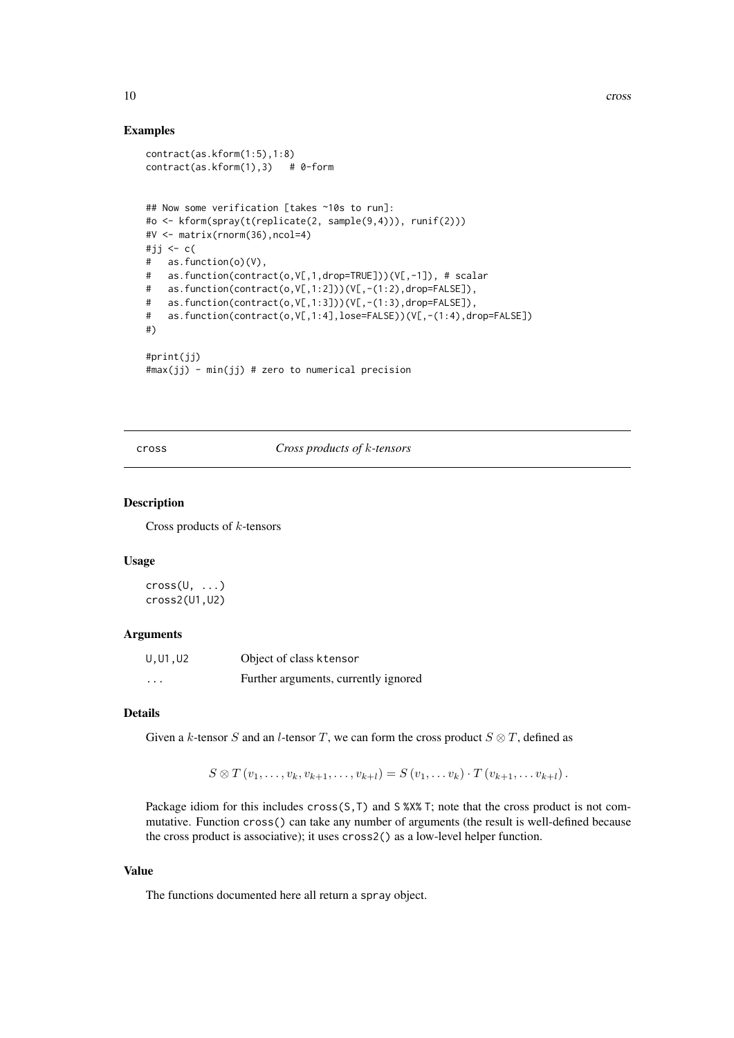### Examples

```
contract(as.kform(1:5),1:8)
contract(as.kform(1),3)   # 0-form


## Now some verification [takes ~10s to run]:
#o <- kform(spray(t(replicate(2, sample(9,4))), runif(2)))
#V <- matrix(rnorm(36),ncol=4)
#jj <- c(
#   as.function(o)(V),
#   as.function(contract(o,V[,1,drop=TRUE]))(V[,-1]), # scalar
#   as.function(contract(o,V[,1:2]))(V[,-(1:2),drop=FALSE]),
#   as.function(contract(o,V[,1:3]))(V[,-(1:3),drop=FALSE]),
#   as.function(contract(o,V[,1:4],lose=FALSE))(V[,-(1:4),drop=FALSE])
#)

#print(jj)
#max(jj) - min(jj) # zero to numerical precision
```

---

## cross — *Cross products of $k$-tensors*

### Description

Cross products of $k$-tensors

### Usage

```
cross(U, ...)
cross2(U1,U2)
```

### Arguments

| | |
|---|---|
| U,U1,U2 | Object of class ktensor |
| ... | Further arguments, currently ignored |

### Details

Given a $k$-tensor $S$ and an $l$-tensor $T$, we can form the cross product $S \otimes T$, defined as

$$S \otimes T\left(v_1, \ldots, v_k, v_{k+1}, \ldots, v_{k+l}\right) = S\left(v_1, \ldots v_k\right) \cdot T\left(v_{k+1}, \ldots v_{k+l}\right).$$

Package idiom for this includes `cross(S,T)` and `S %X% T`; note that the cross product is not commutative. Function `cross()` can take any number of arguments (the result is well-defined because the cross product is associative); it uses `cross2()` as a low-level helper function.

### Value

The functions documented here all return a `spray` object.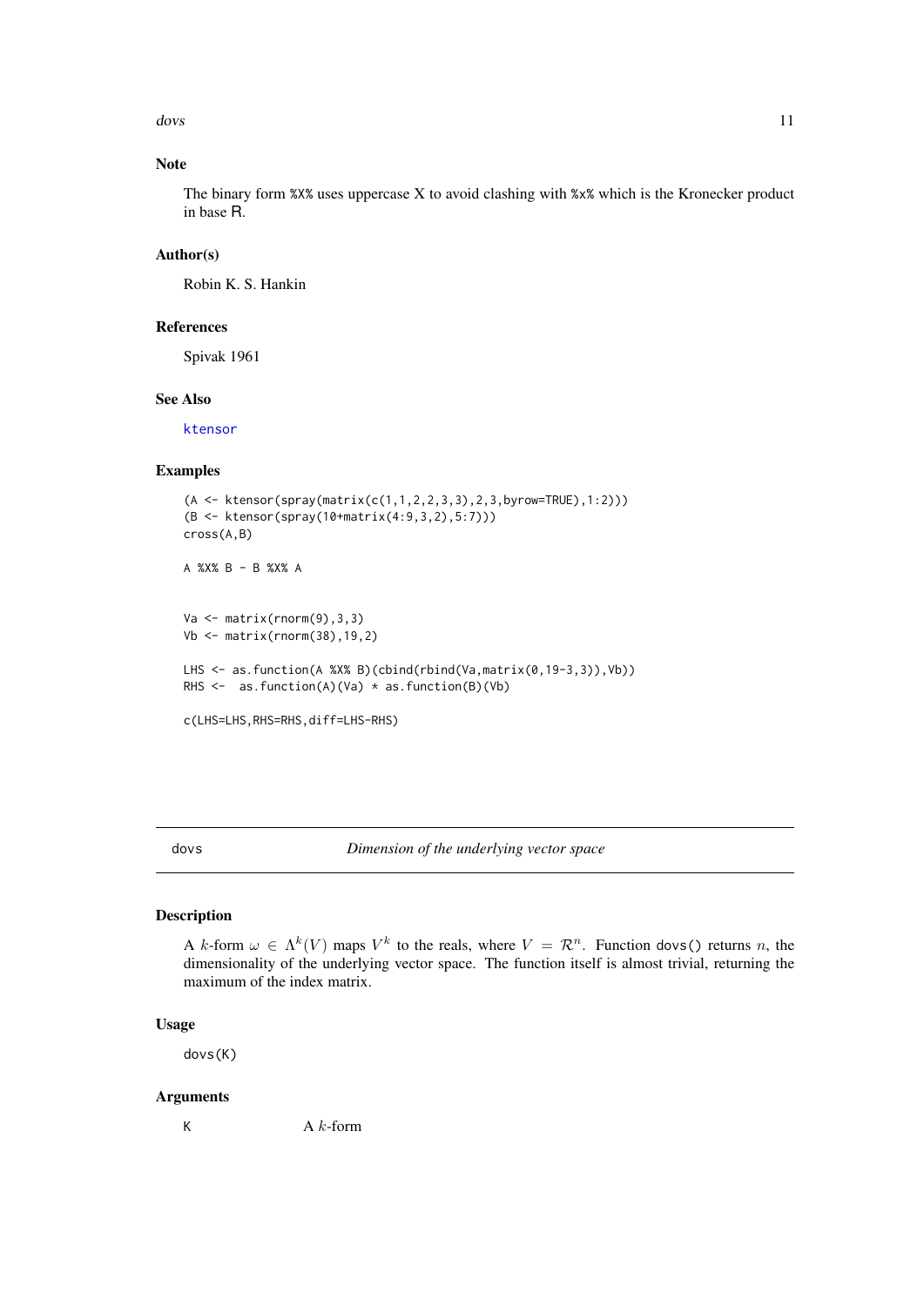## Note

The binary form `%X%` uses uppercase X to avoid clashing with `%x%` which is the Kronecker product in base R.

## Author(s)

Robin K. S. Hankin

## References

Spivak 1961

## See Also

`ktensor`

## Examples

```
(A <- ktensor(spray(matrix(c(1,1,2,2,3,3),2,3,byrow=TRUE),1:2)))
(B <- ktensor(spray(10+matrix(4:9,3,2),5:7)))
cross(A,B)

A %X% B - B %X% A


Va <- matrix(rnorm(9),3,3)
Vb <- matrix(rnorm(38),19,2)

LHS <- as.function(A %X% B)(cbind(rbind(Va,matrix(0,19-3,3)),Vb))
RHS <-  as.function(A)(Va) * as.function(B)(Vb)

c(LHS=LHS,RHS=RHS,diff=LHS-RHS)
```

---

# dovs — *Dimension of the underlying vector space*

## Description

A $k$-form $\omega \in \Lambda^k(V)$ maps $V^k$ to the reals, where $V = \mathcal{R}^n$. Function `dovs()` returns $n$, the dimensionality of the underlying vector space. The function itself is almost trivial, returning the maximum of the index matrix.

## Usage

```
dovs(K)
```

## Arguments

| | |
|---|---|
| `K` | A $k$-form |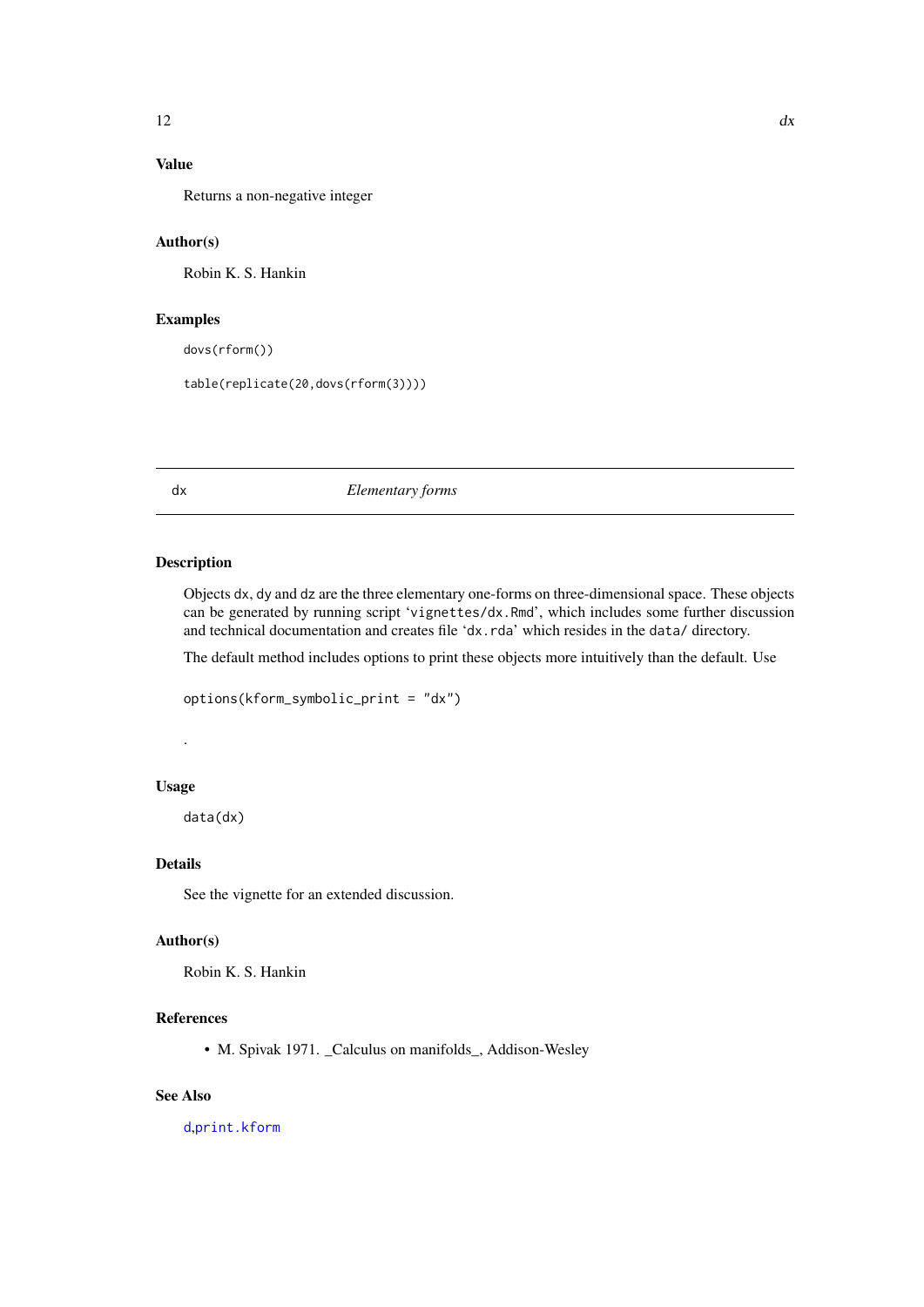### Value

Returns a non-negative integer

### Author(s)

Robin K. S. Hankin

### Examples

```
dovs(rform())

table(replicate(20,dovs(rform(3))))
```

---

## dx — *Elementary forms*

---

### Description

Objects dx, dy and dz are the three elementary one-forms on three-dimensional space. These objects can be generated by running script 'vignettes/dx.Rmd', which includes some further discussion and technical documentation and creates file 'dx.rda' which resides in the data/ directory.

The default method includes options to print these objects more intuitively than the default. Use

```
options(kform_symbolic_print = "dx")
```

.

### Usage

```
data(dx)
```

### Details

See the vignette for an extended discussion.

### Author(s)

Robin K. S. Hankin

### References

- M. Spivak 1971. _Calculus on manifolds_, Addison-Wesley

### See Also

d,print.kform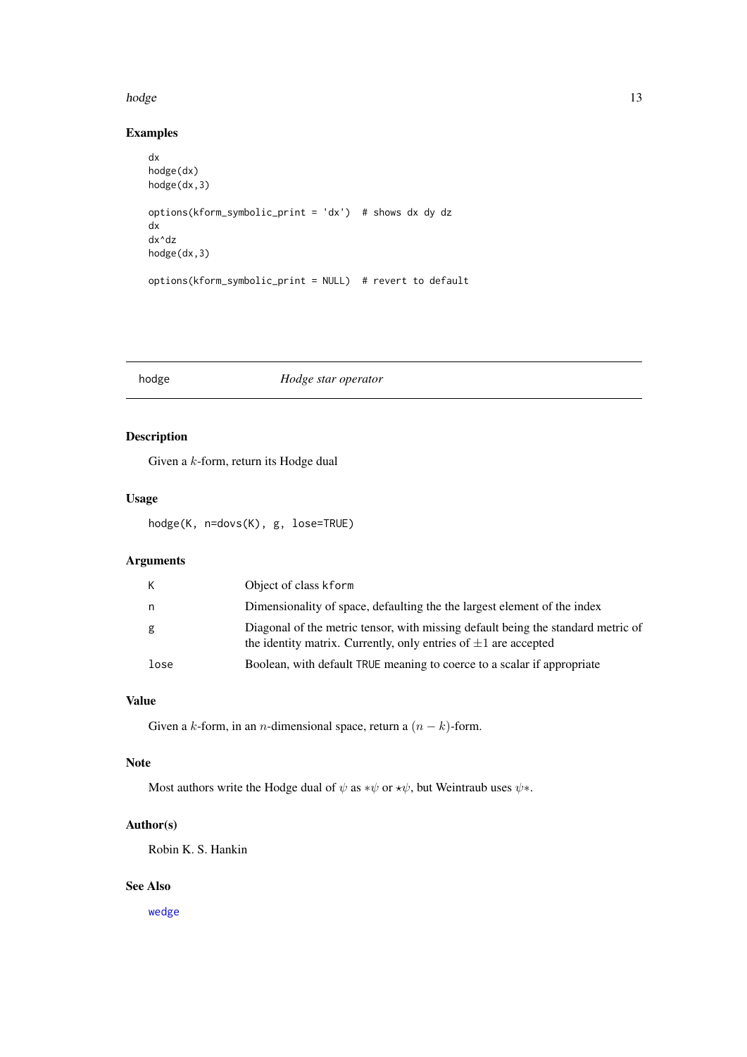## Examples

```
dx
hodge(dx)
hodge(dx,3)

options(kform_symbolic_print = 'dx')  # shows dx dy dz
dx
dx^dz
hodge(dx,3)

options(kform_symbolic_print = NULL)  # revert to default
```

---

hodge *Hodge star operator*

---

## Description

Given a $k$-form, return its Hodge dual

## Usage

```
hodge(K, n=dovs(K), g, lose=TRUE)
```

## Arguments

| | |
|---|---|
| K | Object of class kform |
| n | Dimensionality of space, defaulting the the largest element of the index |
| g | Diagonal of the metric tensor, with missing default being the standard metric of the identity matrix. Currently, only entries of $\pm 1$ are accepted |
| lose | Boolean, with default TRUE meaning to coerce to a scalar if appropriate |

## Value

Given a $k$-form, in an $n$-dimensional space, return a $(n-k)$-form.

## Note

Most authors write the Hodge dual of $\psi$ as $*\psi$ or $\star\psi$, but Weintraub uses $\psi*$.

## Author(s)

Robin K. S. Hankin

## See Also

wedge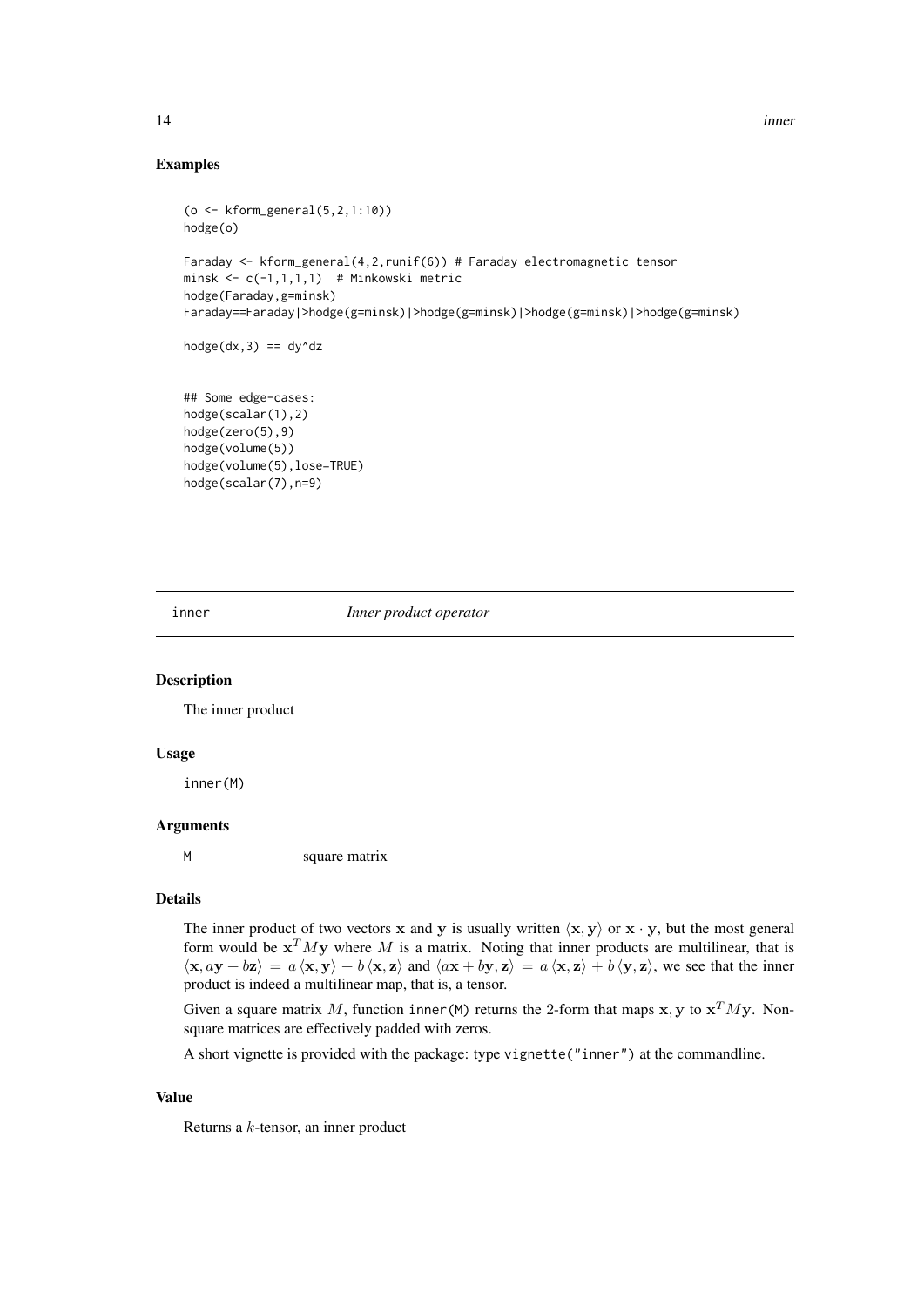### Examples

```
(o <- kform_general(5,2,1:10))
hodge(o)

Faraday <- kform_general(4,2,runif(6)) # Faraday electromagnetic tensor
minsk <- c(-1,1,1,1)  # Minkowski metric
hodge(Faraday,g=minsk)
Faraday==Faraday|>hodge(g=minsk)|>hodge(g=minsk)|>hodge(g=minsk)|>hodge(g=minsk)

hodge(dx,3) == dy^dz


## Some edge-cases:
hodge(scalar(1),2)
hodge(zero(5),9)
hodge(volume(5))
hodge(volume(5),lose=TRUE)
hodge(scalar(7),n=9)
```

---

## inner *Inner product operator*

### Description

The inner product

### Usage

```
inner(M)
```

### Arguments

| | |
|---|---|
| M | square matrix |

### Details

The inner product of two vectors $\mathbf{x}$ and $\mathbf{y}$ is usually written $\langle \mathbf{x}, \mathbf{y} \rangle$ or $\mathbf{x} \cdot \mathbf{y}$, but the most general form would be $\mathbf{x}^T M \mathbf{y}$ where $M$ is a matrix. Noting that inner products are multilinear, that is $\langle \mathbf{x}, a\mathbf{y} + b\mathbf{z} \rangle = a \langle \mathbf{x}, \mathbf{y} \rangle + b \langle \mathbf{x}, \mathbf{z} \rangle$ and $\langle a\mathbf{x} + b\mathbf{y}, \mathbf{z} \rangle = a \langle \mathbf{x}, \mathbf{z} \rangle + b \langle \mathbf{y}, \mathbf{z} \rangle$, we see that the inner product is indeed a multilinear map, that is, a tensor.

Given a square matrix $M$, function `inner(M)` returns the 2-form that maps $\mathbf{x}, \mathbf{y}$ to $\mathbf{x}^T M \mathbf{y}$. Non-square matrices are effectively padded with zeros.

A short vignette is provided with the package: type `vignette("inner")` at the commandline.

### Value

Returns a $k$-tensor, an inner product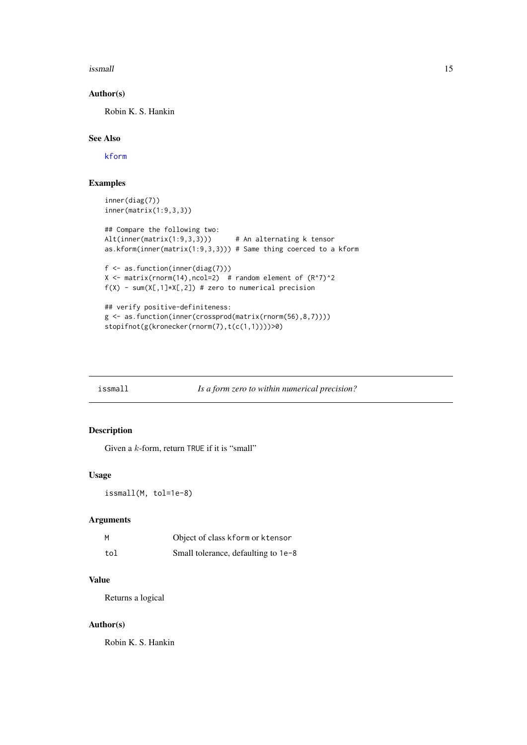### Author(s)

Robin K. S. Hankin

### See Also

kform

### Examples

```
inner(diag(7))
inner(matrix(1:9,3,3))

## Compare the following two:
Alt(inner(matrix(1:9,3,3)))      # An alternating k tensor
as.kform(inner(matrix(1:9,3,3))) # Same thing coerced to a kform

f <- as.function(inner(diag(7)))
X <- matrix(rnorm(14),ncol=2)  # random element of (R^7)^2
f(X) - sum(X[,1]*X[,2]) # zero to numerical precision

## verify positive-definiteness:
g <- as.function(inner(crossprod(matrix(rnorm(56),8,7))))
stopifnot(g(kronecker(rnorm(7),t(c(1,1))))>0)
```

---

## issmall &nbsp;&nbsp;&nbsp;&nbsp; *Is a form zero to within numerical precision?*

### Description

Given a $k$-form, return TRUE if it is "small"

### Usage

```
issmall(M, tol=1e-8)
```

### Arguments

| | |
|---|---|
| M | Object of class kform or ktensor |
| tol | Small tolerance, defaulting to 1e-8 |

### Value

Returns a logical

### Author(s)

Robin K. S. Hankin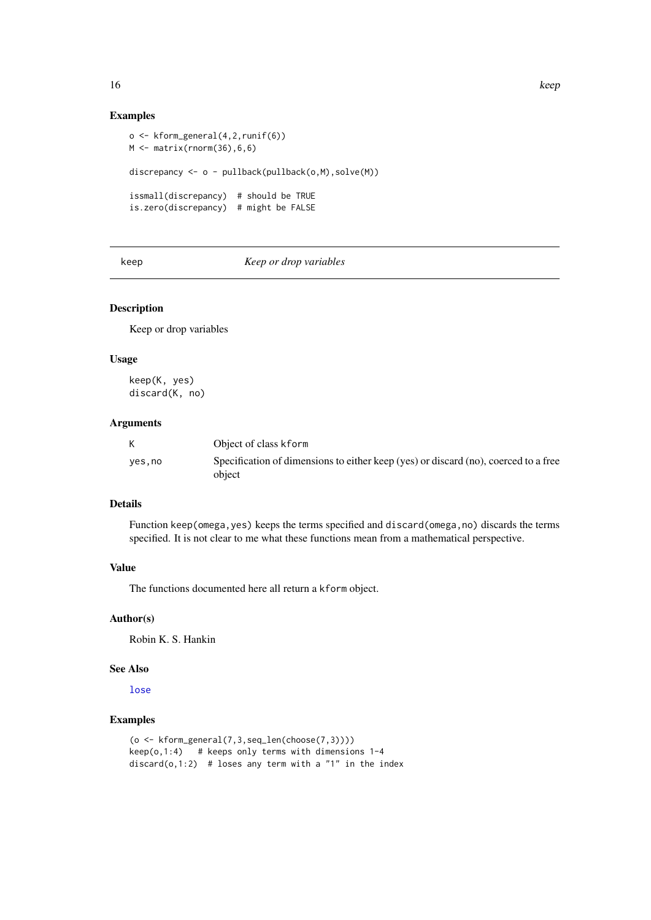## Examples

```
o <- kform_general(4,2,runif(6))
M <- matrix(rnorm(36),6,6)

discrepancy <- o - pullback(pullback(o,M),solve(M))

issmall(discrepancy)  # should be TRUE
is.zero(discrepancy)  # might be FALSE
```

---

# keep — *Keep or drop variables*

## Description

Keep or drop variables

## Usage

```
keep(K, yes)
discard(K, no)
```

## Arguments

| | |
|---|---|
| K | Object of class kform |
| yes,no | Specification of dimensions to either keep (yes) or discard (no), coerced to a free object |

## Details

Function keep(omega,yes) keeps the terms specified and discard(omega,no) discards the terms specified. It is not clear to me what these functions mean from a mathematical perspective.

## Value

The functions documented here all return a kform object.

## Author(s)

Robin K. S. Hankin

## See Also

lose

## Examples

```
(o <- kform_general(7,3,seq_len(choose(7,3))))
keep(o,1:4)   # keeps only terms with dimensions 1-4
discard(o,1:2)  # loses any term with a "1" in the index
```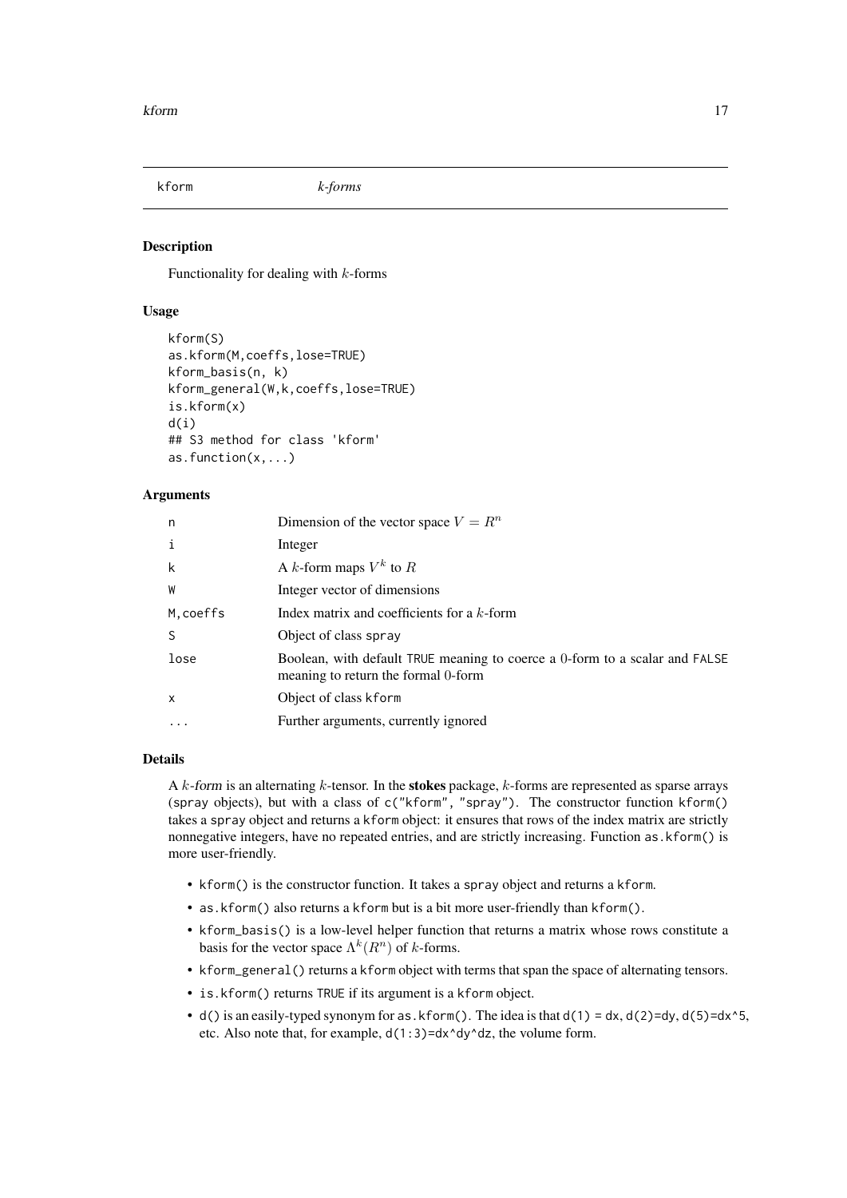kform *k-forms*

## Description

Functionality for dealing with $k$-forms

## Usage

```
kform(S)
as.kform(M,coeffs,lose=TRUE)
kform_basis(n, k)
kform_general(W,k,coeffs,lose=TRUE)
is.kform(x)
d(i)
## S3 method for class 'kform'
as.function(x,...)
```

## Arguments

| | |
|---|---|
| n | Dimension of the vector space $V = R^n$ |
| i | Integer |
| k | A $k$-form maps $V^k$ to $R$ |
| W | Integer vector of dimensions |
| M,coeffs | Index matrix and coefficients for a $k$-form |
| S | Object of class spray |
| lose | Boolean, with default TRUE meaning to coerce a 0-form to a scalar and FALSE meaning to return the formal 0-form |
| x | Object of class kform |
| ... | Further arguments, currently ignored |

## Details

A $k$-form is an alternating $k$-tensor. In the **stokes** package, $k$-forms are represented as sparse arrays (spray objects), but with a class of c("kform", "spray"). The constructor function kform() takes a spray object and returns a kform object: it ensures that rows of the index matrix are strictly nonnegative integers, have no repeated entries, and are strictly increasing. Function as.kform() is more user-friendly.

- kform() is the constructor function. It takes a spray object and returns a kform.
- as.kform() also returns a kform but is a bit more user-friendly than kform().
- kform_basis() is a low-level helper function that returns a matrix whose rows constitute a basis for the vector space $\Lambda^k(R^n)$ of $k$-forms.
- kform_general() returns a kform object with terms that span the space of alternating tensors.
- is.kform() returns TRUE if its argument is a kform object.
- d() is an easily-typed synonym for as.kform(). The idea is that d(1) = dx, d(2)=dy, d(5)=dx^5, etc. Also note that, for example, d(1:3)=dx^dy^dz, the volume form.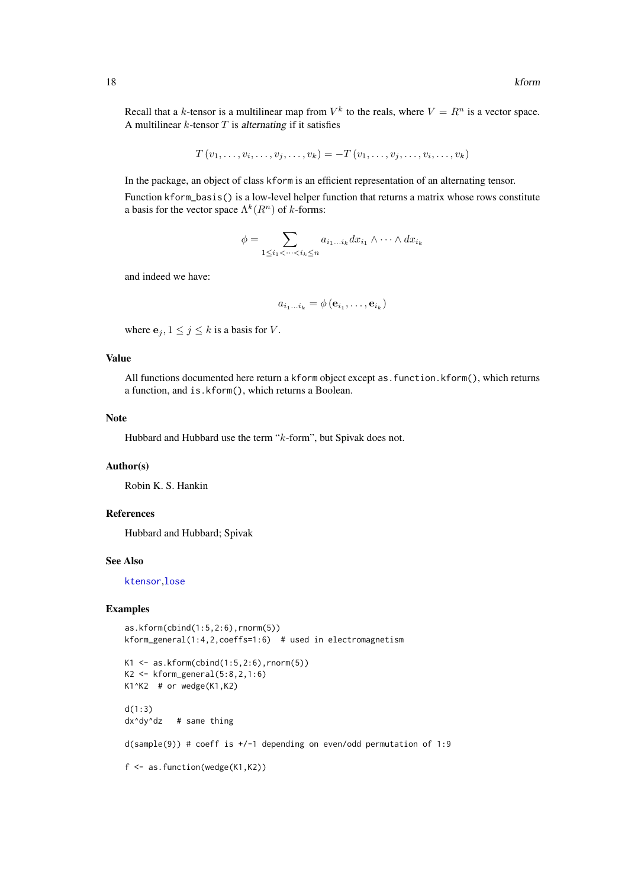Recall that a $k$-tensor is a multilinear map from $V^k$ to the reals, where $V = R^n$ is a vector space. A multilinear $k$-tensor $T$ is *alternating* if it satisfies

$$T(v_1, \ldots, v_i, \ldots, v_j, \ldots, v_k) = -T(v_1, \ldots, v_j, \ldots, v_i, \ldots, v_k)$$

In the package, an object of class `kform` is an efficient representation of an alternating tensor.

Function `kform_basis()` is a low-level helper function that returns a matrix whose rows constitute a basis for the vector space $\Lambda^k(R^n)$ of $k$-forms:

$$\phi = \sum_{1 \leq i_1 < \cdots < i_k \leq n} a_{i_1 \ldots i_k} dx_{i_1} \wedge \cdots \wedge dx_{i_k}$$

and indeed we have:

$$a_{i_1 \ldots i_k} = \phi(\mathbf{e}_{i_1}, \ldots, \mathbf{e}_{i_k})$$

where $\mathbf{e}_j, 1 \leq j \leq k$ is a basis for $V$.

## Value

All functions documented here return a `kform` object except `as.function.kform()`, which returns a function, and `is.kform()`, which returns a Boolean.

## Note

Hubbard and Hubbard use the term "$k$-form", but Spivak does not.

## Author(s)

Robin K. S. Hankin

## References

Hubbard and Hubbard; Spivak

## See Also

ktensor,lose

## Examples

```
as.kform(cbind(1:5,2:6),rnorm(5))
kform_general(1:4,2,coeffs=1:6)  # used in electromagnetism

K1 <- as.kform(cbind(1:5,2:6),rnorm(5))
K2 <- kform_general(5:8,2,1:6)
K1^K2  # or wedge(K1,K2)

d(1:3)
dx^dy^dz   # same thing

d(sample(9)) # coeff is +/-1 depending on even/odd permutation of 1:9

f <- as.function(wedge(K1,K2))
```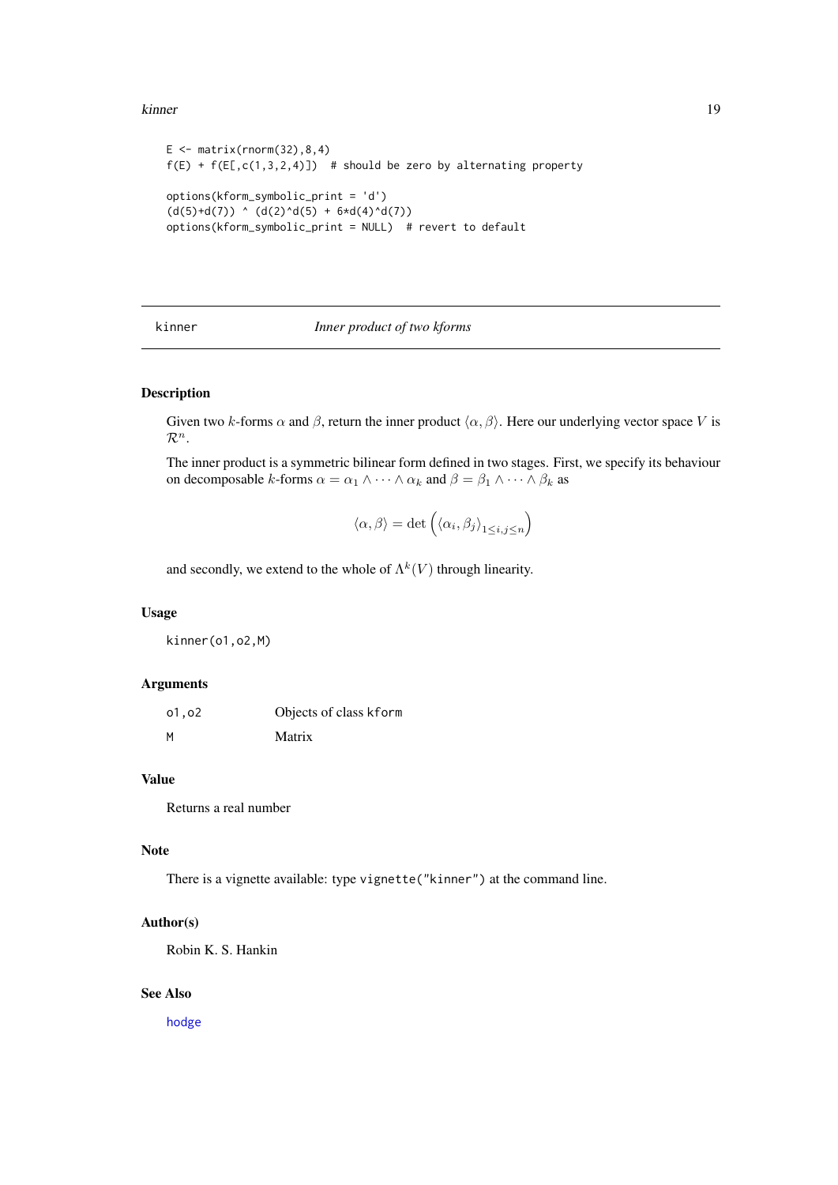```
E <- matrix(rnorm(32),8,4)
f(E) + f(E[,c(1,3,2,4)])  # should be zero by alternating property

options(kform_symbolic_print = 'd')
(d(5)+d(7)) ^ (d(2)^d(5) + 6*d(4)^d(7))
options(kform_symbolic_print = NULL)  # revert to default
```

---

## kinner — *Inner product of two kforms*

---

### Description

Given two $k$-forms $\alpha$ and $\beta$, return the inner product $\langle \alpha, \beta \rangle$. Here our underlying vector space $V$ is $\mathcal{R}^n$.

The inner product is a symmetric bilinear form defined in two stages. First, we specify its behaviour on decomposable $k$-forms $\alpha = \alpha_1 \wedge \cdots \wedge \alpha_k$ and $\beta = \beta_1 \wedge \cdots \wedge \beta_k$ as

$$\langle \alpha, \beta \rangle = \det \left( \langle \alpha_i, \beta_j \rangle_{1 \leq i,j \leq n} \right)$$

and secondly, we extend to the whole of $\Lambda^k(V)$ through linearity.

### Usage

```
kinner(o1,o2,M)
```

### Arguments

| | |
|---|---|
| `o1,o2` | Objects of class `kform` |
| `M` | Matrix |

### Value

Returns a real number

### Note

There is a vignette available: type `vignette("kinner")` at the command line.

### Author(s)

Robin K. S. Hankin

### See Also

hodge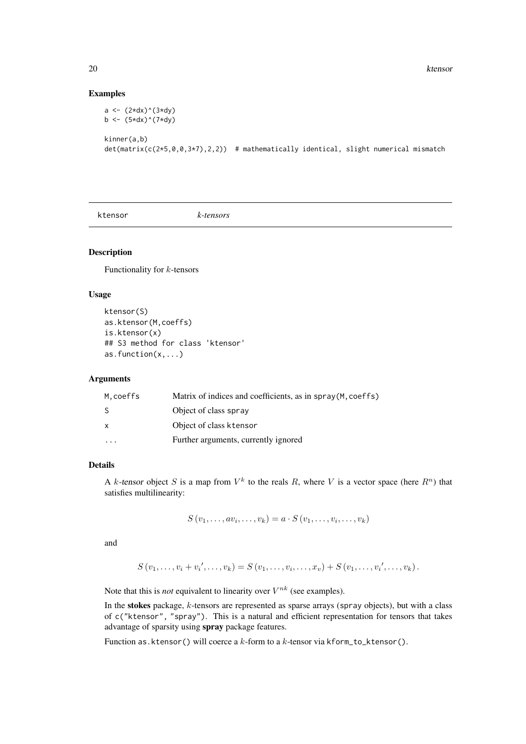## Examples

```
a <- (2*dx)^(3*dy)
b <- (5*dx)^(7*dy)

kinner(a,b)
det(matrix(c(2*5,0,0,3*7),2,2))  # mathematically identical, slight numerical mismatch
```

---

# ktensor *k-tensors*

## Description

Functionality for $k$-tensors

## Usage

```
ktensor(S)
as.ktensor(M,coeffs)
is.ktensor(x)
## S3 method for class 'ktensor'
as.function(x,...)
```

## Arguments

| | |
|---|---|
| M,coeffs | Matrix of indices and coefficients, as in spray(M,coeffs) |
| S | Object of class spray |
| x | Object of class ktensor |
| ... | Further arguments, currently ignored |

## Details

A $k$-tensor object $S$ is a map from $V^k$ to the reals $R$, where $V$ is a vector space (here $R^n$) that satisfies multilinearity:

$$S(v_1, \ldots, av_i, \ldots, v_k) = a \cdot S(v_1, \ldots, v_i, \ldots, v_k)$$

and

$$S(v_1, \ldots, v_i + v_i{}', \ldots, v_k) = S(v_1, \ldots, v_i, \ldots, x_v) + S(v_1, \ldots, v_i{}', \ldots, v_k).$$

Note that this is *not* equivalent to linearity over $V^{nk}$ (see examples).

In the **stokes** package, $k$-tensors are represented as sparse arrays (spray objects), but with a class of c("ktensor", "spray"). This is a natural and efficient representation for tensors that takes advantage of sparsity using **spray** package features.

Function as.ktensor() will coerce a $k$-form to a $k$-tensor via kform_to_ktensor().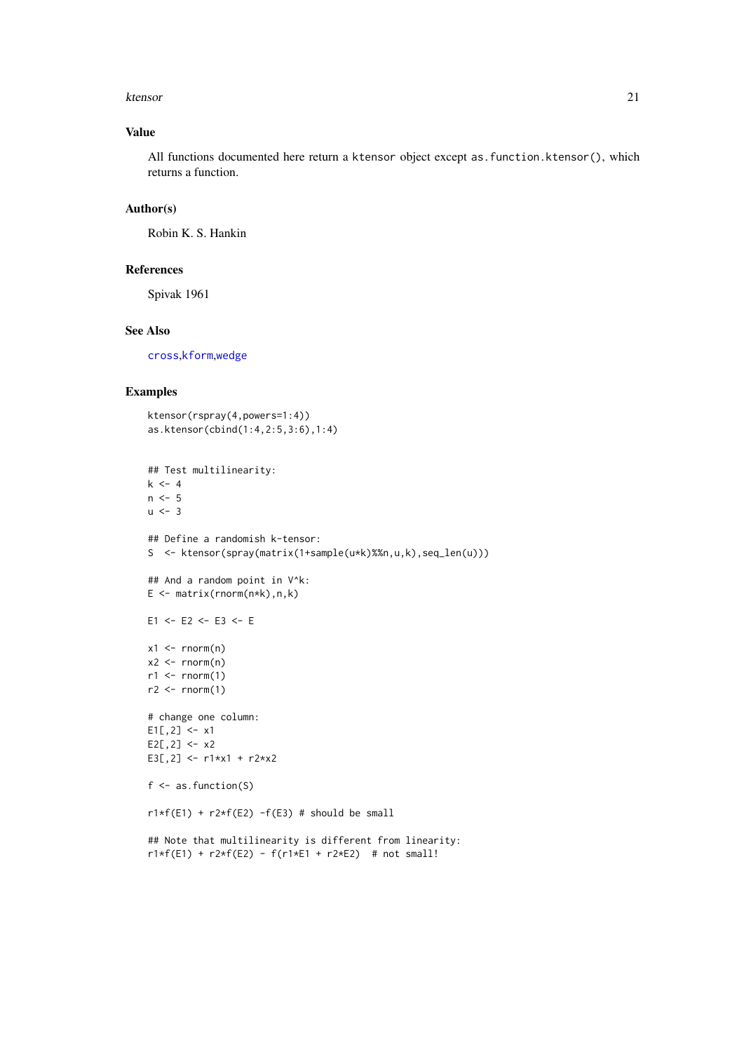## Value

All functions documented here return a `ktensor` object except `as.function.ktensor()`, which returns a function.

## Author(s)

Robin K. S. Hankin

## References

Spivak 1961

## See Also

`cross`,`kform`,`wedge`

## Examples

```
ktensor(rspray(4,powers=1:4))
as.ktensor(cbind(1:4,2:5,3:6),1:4)


## Test multilinearity:
k <- 4
n <- 5
u <- 3

## Define a randomish k-tensor:
S  <- ktensor(spray(matrix(1+sample(u*k)%%n,u,k),seq_len(u)))

## And a random point in V^k:
E <- matrix(rnorm(n*k),n,k)

E1 <- E2 <- E3 <- E

x1 <- rnorm(n)
x2 <- rnorm(n)
r1 <- rnorm(1)
r2 <- rnorm(1)

# change one column:
E1[,2] <- x1
E2[,2] <- x2
E3[,2] <- r1*x1 + r2*x2

f <- as.function(S)

r1*f(E1) + r2*f(E2) -f(E3) # should be small

## Note that multilinearity is different from linearity:
r1*f(E1) + r2*f(E2) - f(r1*E1 + r2*E2)  # not small!
```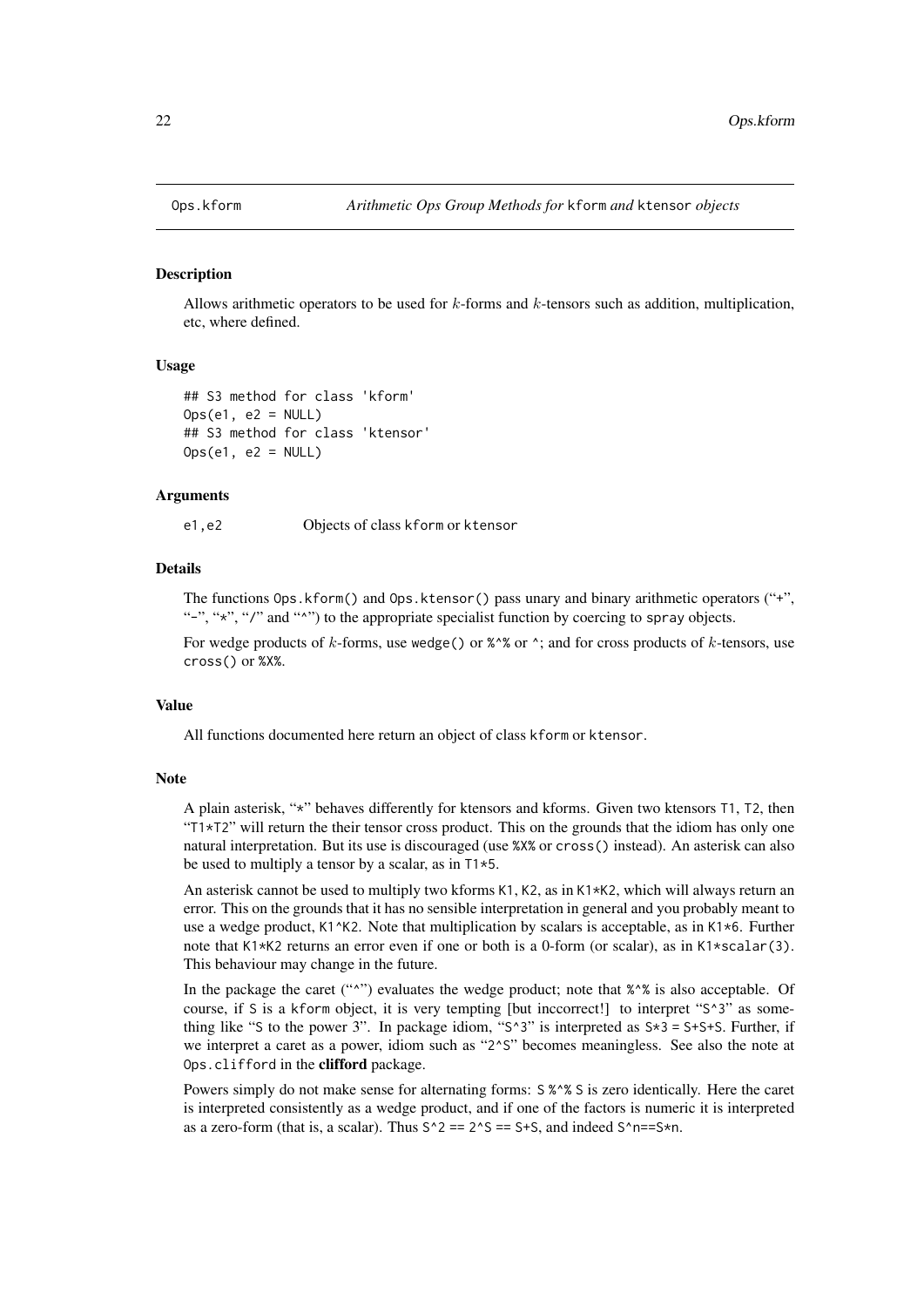Ops.kform *Arithmetic Ops Group Methods for* kform *and* ktensor *objects*

## Description

Allows arithmetic operators to be used for $k$-forms and $k$-tensors such as addition, multiplication, etc, where defined.

## Usage

```
## S3 method for class 'kform'
Ops(e1, e2 = NULL)
## S3 method for class 'ktensor'
Ops(e1, e2 = NULL)
```

## Arguments

| | |
|---|---|
| e1,e2 | Objects of class kform or ktensor |

## Details

The functions `Ops.kform()` and `Ops.ktensor()` pass unary and binary arithmetic operators ("+", "-", "*", "/" and "^") to the appropriate specialist function by coercing to spray objects.

For wedge products of $k$-forms, use `wedge()` or `%^%` or `^`; and for cross products of $k$-tensors, use `cross()` or `%X%`.

## Value

All functions documented here return an object of class kform or ktensor.

## Note

A plain asterisk, "*" behaves differently for ktensors and kforms. Given two ktensors T1, T2, then "T1*T2" will return the their tensor cross product. This on the grounds that the idiom has only one natural interpretation. But its use is discouraged (use `%X%` or `cross()` instead). An asterisk can also be used to multiply a tensor by a scalar, as in `T1*5`.

An asterisk cannot be used to multiply two kforms K1, K2, as in `K1*K2`, which will always return an error. This on the grounds that it has no sensible interpretation in general and you probably meant to use a wedge product, `K1^K2`. Note that multiplication by scalars is acceptable, as in `K1*6`. Further note that `K1*K2` returns an error even if one or both is a 0-form (or scalar), as in `K1*scalar(3)`. This behaviour may change in the future.

In the package the caret ("^") evaluates the wedge product; note that `%^%` is also acceptable. Of course, if S is a kform object, it is very tempting [but inccorrect!] to interpret "S^3" as something like "S to the power 3". In package idiom, "S^3" is interpreted as `S*3 = S+S+S`. Further, if we interpret a caret as a power, idiom such as "2^S" becomes meaningless. See also the note at Ops.clifford in the **clifford** package.

Powers simply do not make sense for alternating forms: `S %^% S` is zero identically. Here the caret is interpreted consistently as a wedge product, and if one of the factors is numeric it is interpreted as a zero-form (that is, a scalar). Thus `S^2 == 2^S == S+S`, and indeed `S^n==S*n`.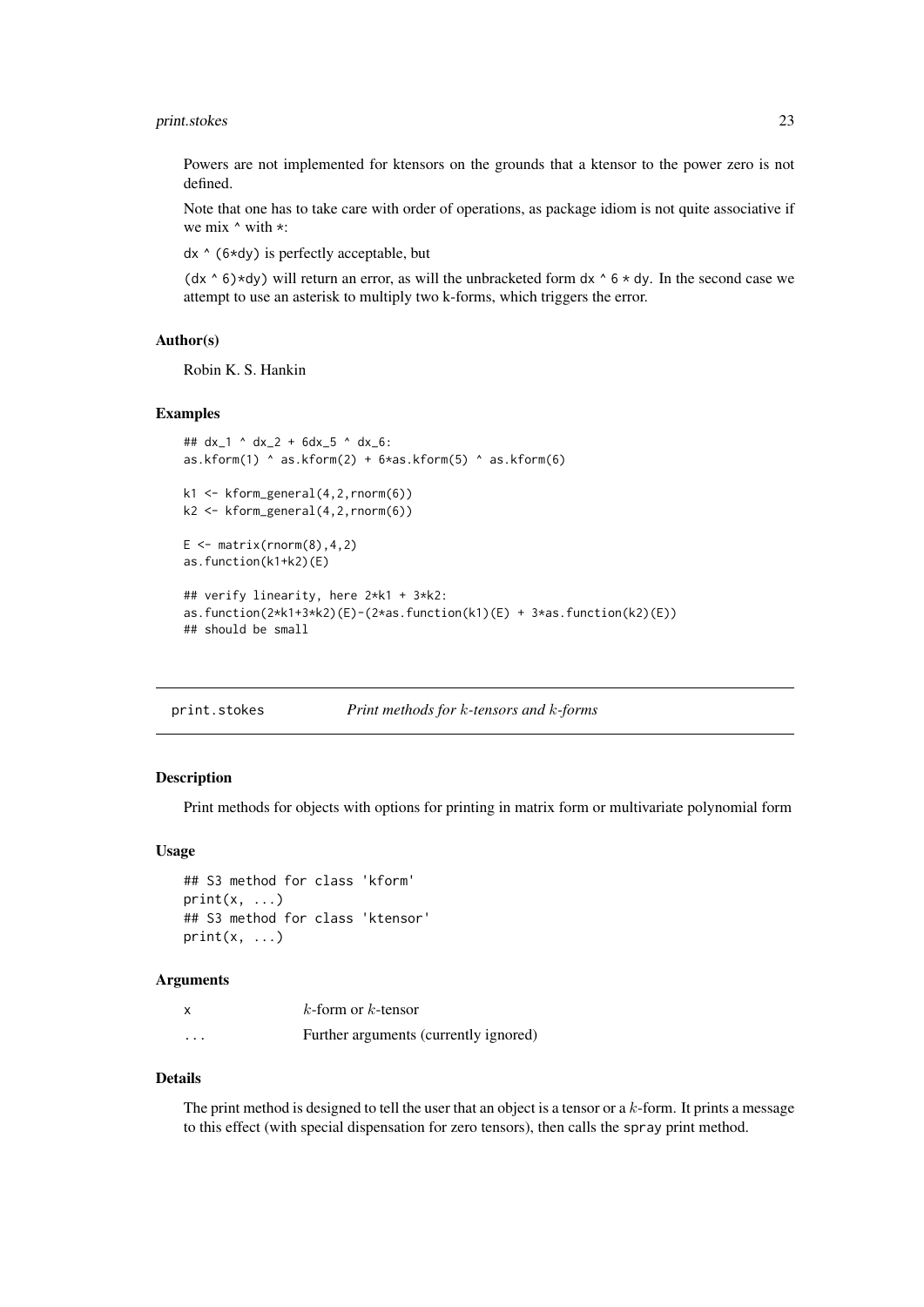Powers are not implemented for ktensors on the grounds that a ktensor to the power zero is not defined.

Note that one has to take care with order of operations, as package idiom is not quite associative if we mix `^` with `*`:

`dx ^ (6*dy)` is perfectly acceptable, but

`(dx ^ 6)*dy)` will return an error, as will the unbracketed form `dx ^ 6 * dy`. In the second case we attempt to use an asterisk to multiply two k-forms, which triggers the error.

### Author(s)

Robin K. S. Hankin

### Examples

```
## dx_1 ^ dx_2 + 6dx_5 ^ dx_6:
as.kform(1) ^ as.kform(2) + 6*as.kform(5) ^ as.kform(6)

k1 <- kform_general(4,2,rnorm(6))
k2 <- kform_general(4,2,rnorm(6))

E <- matrix(rnorm(8),4,2)
as.function(k1+k2)(E)

## verify linearity, here 2*k1 + 3*k2:
as.function(2*k1+3*k2)(E)-(2*as.function(k1)(E) + 3*as.function(k2)(E))
## should be small
```

---

## print.stokes    *Print methods for $k$-tensors and $k$-forms*

### Description

Print methods for objects with options for printing in matrix form or multivariate polynomial form

### Usage

```
## S3 method for class 'kform'
print(x, ...)
## S3 method for class 'ktensor'
print(x, ...)
```

### Arguments

| | |
|---|---|
| x | $k$-form or $k$-tensor |
| ... | Further arguments (currently ignored) |

### Details

The print method is designed to tell the user that an object is a tensor or a $k$-form. It prints a message to this effect (with special dispensation for zero tensors), then calls the `spray` print method.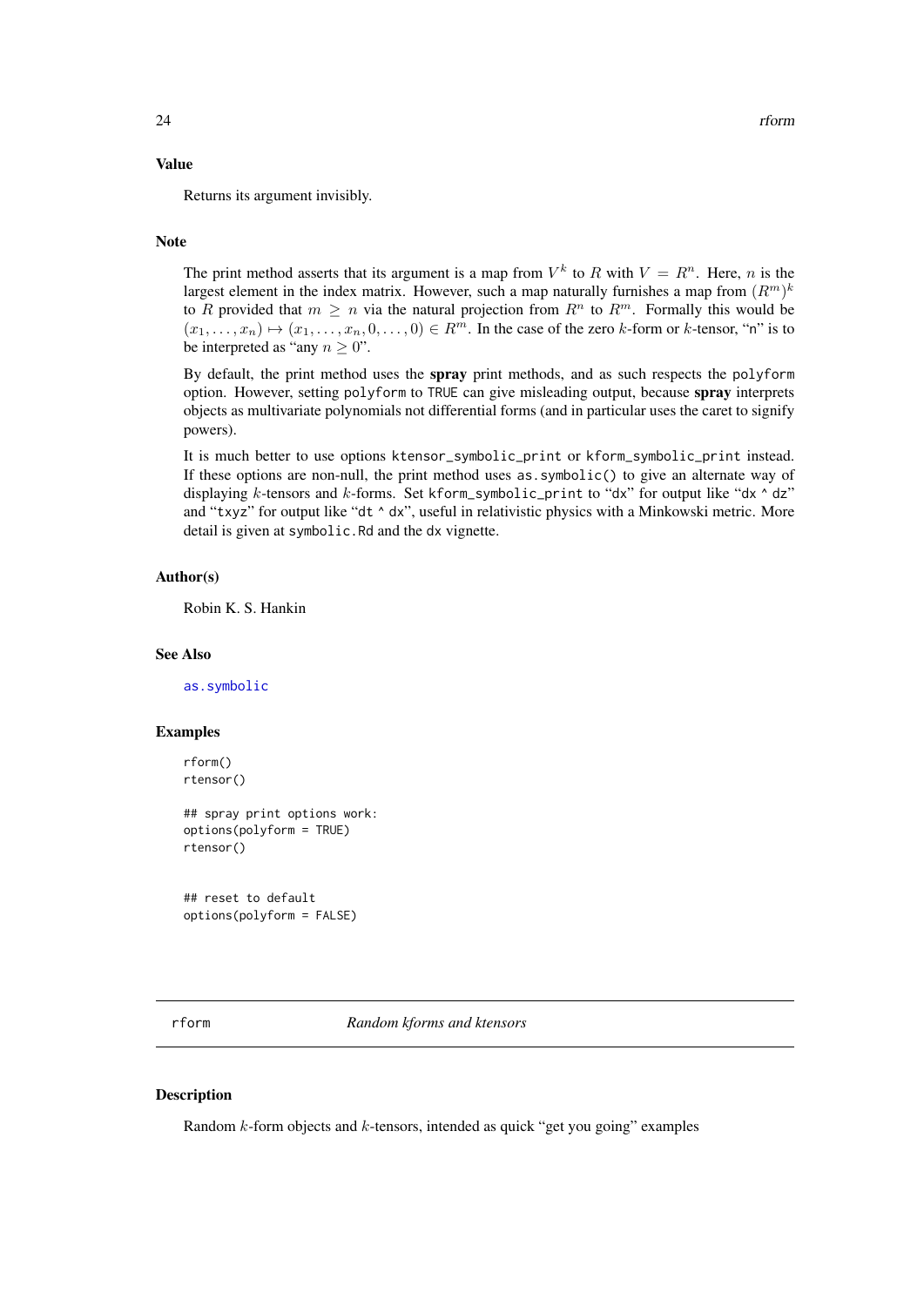### Value

Returns its argument invisibly.

### Note

The print method asserts that its argument is a map from $V^k$ to $R$ with $V = R^n$. Here, $n$ is the largest element in the index matrix. However, such a map naturally furnishes a map from $(R^m)^k$ to $R$ provided that $m \geq n$ via the natural projection from $R^n$ to $R^m$. Formally this would be $(x_1, \ldots, x_n) \mapsto (x_1, \ldots, x_n, 0, \ldots, 0) \in R^m$. In the case of the zero $k$-form or $k$-tensor, "n" is to be interpreted as "any $n \geq 0$".

By default, the print method uses the **spray** print methods, and as such respects the `polyform` option. However, setting `polyform` to `TRUE` can give misleading output, because **spray** interprets objects as multivariate polynomials not differential forms (and in particular uses the caret to signify powers).

It is much better to use options `ktensor_symbolic_print` or `kform_symbolic_print` instead. If these options are non-null, the print method uses `as.symbolic()` to give an alternate way of displaying $k$-tensors and $k$-forms. Set `kform_symbolic_print` to "dx" for output like "`dx ^ dz`" and "txyz" for output like "`dt ^ dx`", useful in relativistic physics with a Minkowski metric. More detail is given at `symbolic.Rd` and the `dx` vignette.

### Author(s)

Robin K. S. Hankin

### See Also

`as.symbolic`

### Examples

```
rform()
rtensor()

## spray print options work:
options(polyform = TRUE)
rtensor()


## reset to default
options(polyform = FALSE)
```

---

## rform — *Random kforms and ktensors*

### Description

Random $k$-form objects and $k$-tensors, intended as quick "get you going" examples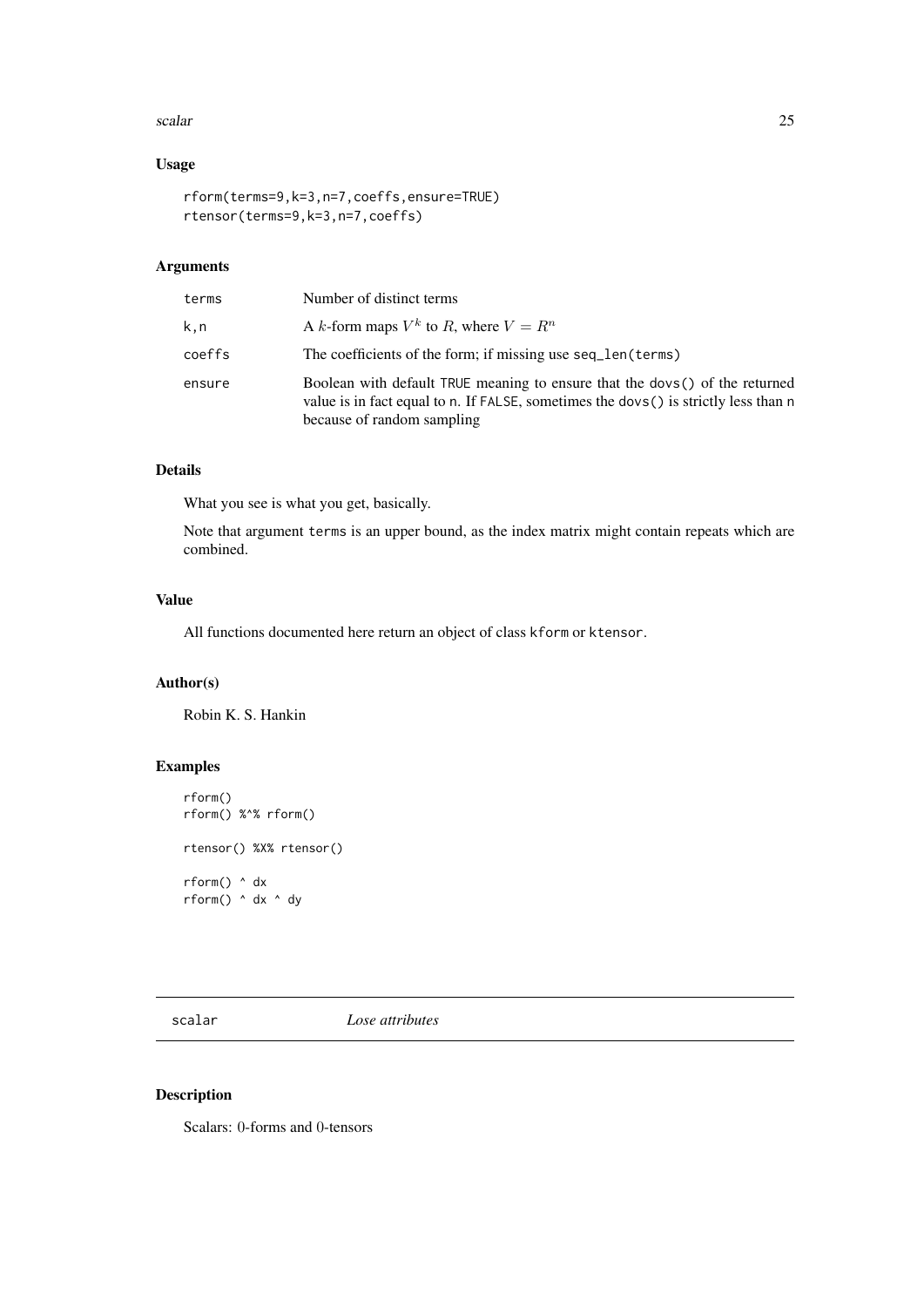### Usage

```
rform(terms=9,k=3,n=7,coeffs,ensure=TRUE)
rtensor(terms=9,k=3,n=7,coeffs)
```

### Arguments

| | |
|---|---|
| terms | Number of distinct terms |
| k,n | A $k$-form maps $V^k$ to $R$, where $V = R^n$ |
| coeffs | The coefficients of the form; if missing use seq_len(terms) |
| ensure | Boolean with default TRUE meaning to ensure that the dovs() of the returned value is in fact equal to n. If FALSE, sometimes the dovs() is strictly less than n because of random sampling |

### Details

What you see is what you get, basically.

Note that argument terms is an upper bound, as the index matrix might contain repeats which are combined.

### Value

All functions documented here return an object of class kform or ktensor.

### Author(s)

Robin K. S. Hankin

### Examples

```
rform()
rform() %^% rform()

rtensor() %X% rtensor()

rform() ^ dx
rform() ^ dx ^ dy
```

---

## scalar *Lose attributes*

### Description

Scalars: 0-forms and 0-tensors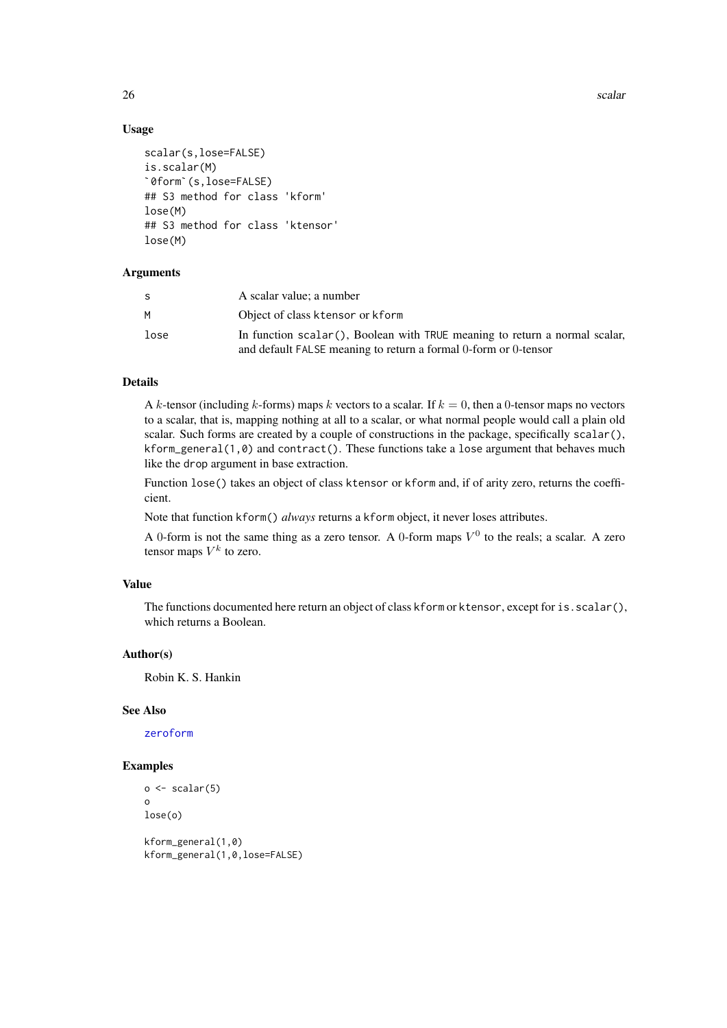### Usage

```
scalar(s,lose=FALSE)
is.scalar(M)
`0form`(s,lose=FALSE)
## S3 method for class 'kform'
lose(M)
## S3 method for class 'ktensor'
lose(M)
```

### Arguments

| | |
|---|---|
| `s` | A scalar value; a number |
| `M` | Object of class `ktensor` or `kform` |
| `lose` | In function `scalar()`, Boolean with `TRUE` meaning to return a normal scalar, and default `FALSE` meaning to return a formal 0-form or 0-tensor |

### Details

A $k$-tensor (including $k$-forms) maps $k$ vectors to a scalar. If $k = 0$, then a 0-tensor maps no vectors to a scalar, that is, mapping nothing at all to a scalar, or what normal people would call a plain old scalar. Such forms are created by a couple of constructions in the package, specifically `scalar()`, `kform_general(1,0)` and `contract()`. These functions take a `lose` argument that behaves much like the `drop` argument in base extraction.

Function `lose()` takes an object of class `ktensor` or `kform` and, if of arity zero, returns the coefficient.

Note that function `kform()` *always* returns a `kform` object, it never loses attributes.

A 0-form is not the same thing as a zero tensor. A 0-form maps $V^0$ to the reals; a scalar. A zero tensor maps $V^k$ to zero.

### Value

The functions documented here return an object of class `kform` or `ktensor`, except for `is.scalar()`, which returns a Boolean.

### Author(s)

Robin K. S. Hankin

### See Also

`zeroform`

### Examples

```
o <- scalar(5)
o
lose(o)

kform_general(1,0)
kform_general(1,0,lose=FALSE)
```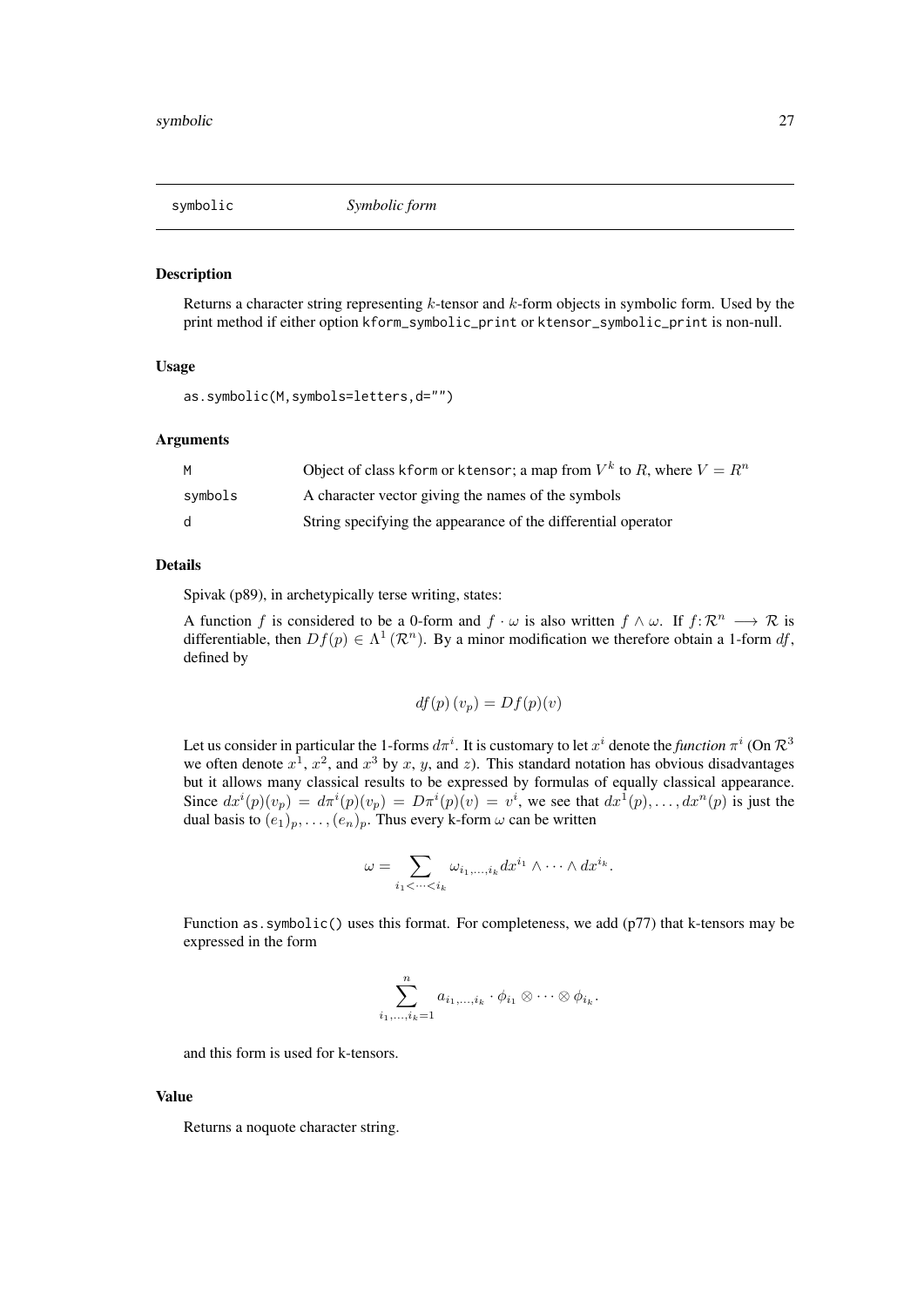# symbolic — *Symbolic form*

## Description

Returns a character string representing $k$-tensor and $k$-form objects in symbolic form. Used by the print method if either option `kform_symbolic_print` or `ktensor_symbolic_print` is non-null.

## Usage

```
as.symbolic(M,symbols=letters,d="")
```

## Arguments

| | |
|---|---|
| `M` | Object of class `kform` or `ktensor`; a map from $V^k$ to $R$, where $V = R^n$ |
| `symbols` | A character vector giving the names of the symbols |
| `d` | String specifying the appearance of the differential operator |

## Details

Spivak (p89), in archetypically terse writing, states:

A function $f$ is considered to be a 0-form and $f \cdot \omega$ is also written $f \wedge \omega$. If $f\colon \mathcal{R}^n \longrightarrow \mathcal{R}$ is differentiable, then $Df(p) \in \Lambda^1(\mathcal{R}^n)$. By a minor modification we therefore obtain a 1-form $df$, defined by

$$df(p)(v_p) = Df(p)(v)$$

Let us consider in particular the 1-forms $d\pi^i$. It is customary to let $x^i$ denote the *function* $\pi^i$ (On $\mathcal{R}^3$ we often denote $x^1$, $x^2$, and $x^3$ by $x$, $y$, and $z$). This standard notation has obvious disadvantages but it allows many classical results to be expressed by formulas of equally classical appearance. Since $dx^i(p)(v_p) = d\pi^i(p)(v_p) = D\pi^i(p)(v) = v^i$, we see that $dx^1(p), \ldots, dx^n(p)$ is just the dual basis to $(e_1)_p, \ldots, (e_n)_p$. Thus every k-form $\omega$ can be written

$$\omega = \sum_{i_1 < \cdots < i_k} \omega_{i_1,\ldots,i_k} dx^{i_1} \wedge \cdots \wedge dx^{i_k}.$$

Function `as.symbolic()` uses this format. For completeness, we add (p77) that k-tensors may be expressed in the form

$$\sum_{i_1,\ldots,i_k=1}^{n} a_{i_1,\ldots,i_k} \cdot \phi_{i_1} \otimes \cdots \otimes \phi_{i_k}.$$

and this form is used for k-tensors.

## Value

Returns a noquote character string.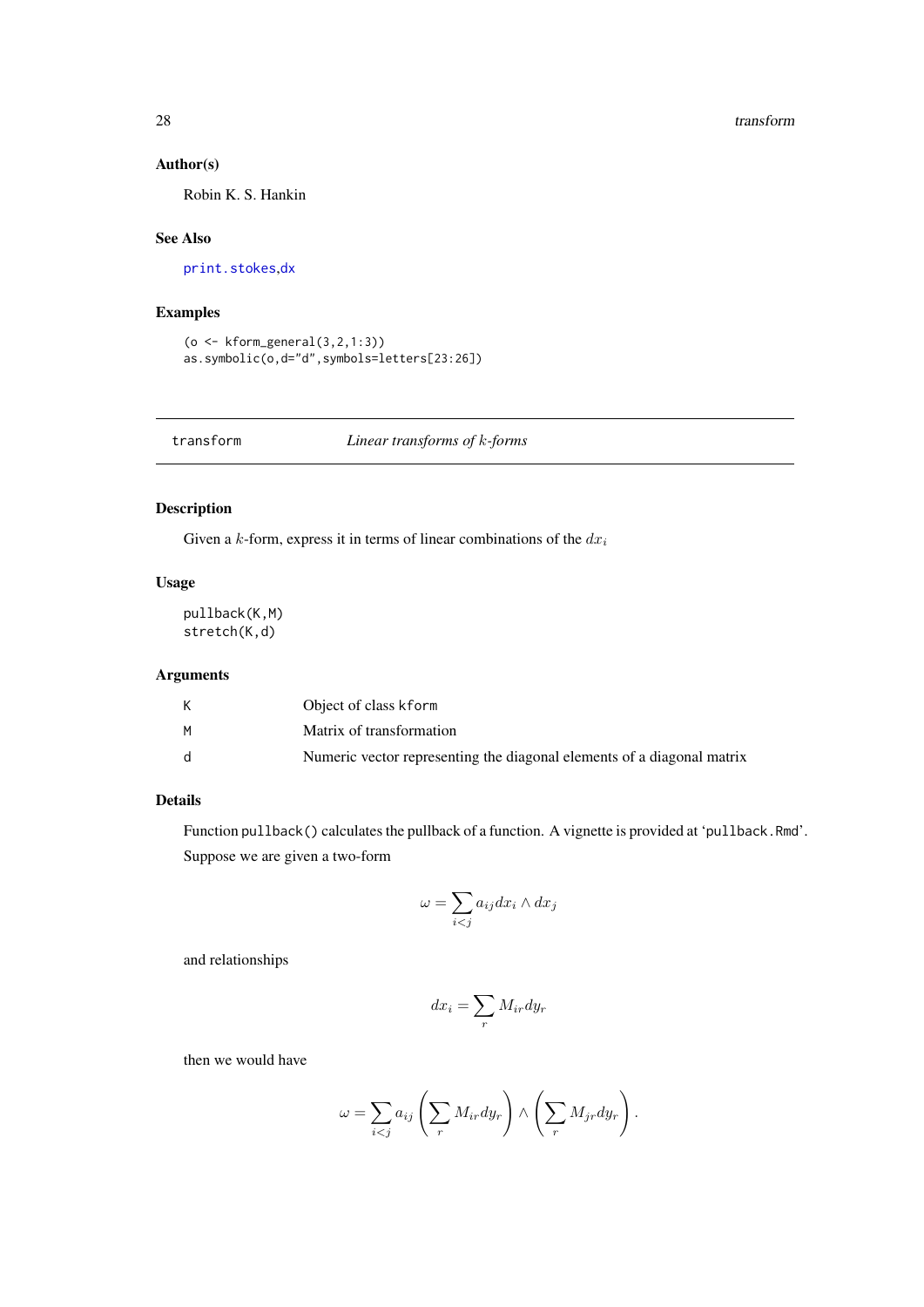### Author(s)

Robin K. S. Hankin

### See Also

print.stokes,dx

### Examples

```
(o <- kform_general(3,2,1:3))
as.symbolic(o,d="d",symbols=letters[23:26])
```

---

## transform — *Linear transforms of $k$-forms*

### Description

Given a $k$-form, express it in terms of linear combinations of the $dx_i$

### Usage

```
pullback(K,M)
stretch(K,d)
```

### Arguments

| | |
|---|---|
| K | Object of class kform |
| M | Matrix of transformation |
| d | Numeric vector representing the diagonal elements of a diagonal matrix |

### Details

Function `pullback()` calculates the pullback of a function. A vignette is provided at 'pullback.Rmd'.

Suppose we are given a two-form

$$\omega = \sum_{i<j} a_{ij} dx_i \wedge dx_j$$

and relationships

$$dx_i = \sum_r M_{ir} dy_r$$

then we would have

$$\omega = \sum_{i<j} a_{ij} \left( \sum_r M_{ir} dy_r \right) \wedge \left( \sum_r M_{jr} dy_r \right).$$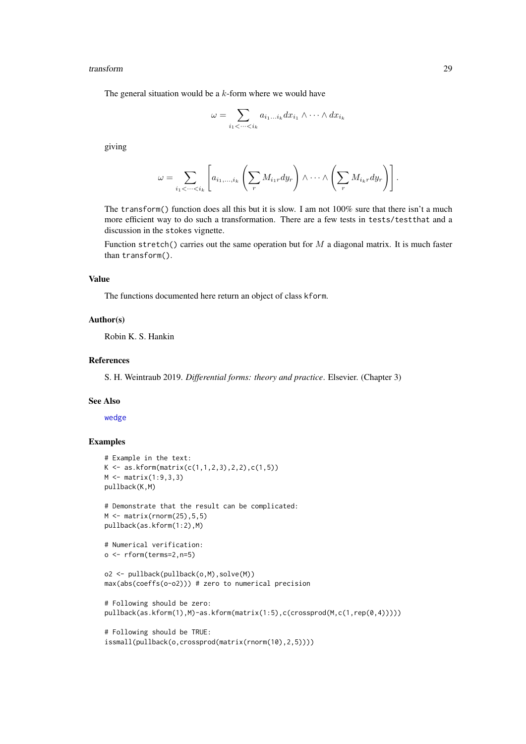The general situation would be a $k$-form where we would have

$$\omega = \sum_{i_1 < \cdots < i_k} a_{i_1 \ldots i_k} dx_{i_1} \wedge \cdots \wedge dx_{i_k}$$

giving

$$\omega = \sum_{i_1 < \cdots < i_k} \left[ a_{i_1, \ldots, i_k} \left( \sum_r M_{i_1 r} dy_r \right) \wedge \cdots \wedge \left( \sum_r M_{i_k r} dy_r \right) \right].$$

The `transform()` function does all this but it is slow. I am not 100% sure that there isn't a much more efficient way to do such a transformation. There are a few tests in `tests/testthat` and a discussion in the `stokes` vignette.

Function `stretch()` carries out the same operation but for $M$ a diagonal matrix. It is much faster than `transform()`.

## Value

The functions documented here return an object of class `kform`.

## Author(s)

Robin K. S. Hankin

## References

S. H. Weintraub 2019. *Differential forms: theory and practice*. Elsevier. (Chapter 3)

## See Also

`wedge`

## Examples

```
# Example in the text:
K <- as.kform(matrix(c(1,1,2,3),2,2),c(1,5))
M <- matrix(1:9,3,3)
pullback(K,M)

# Demonstrate that the result can be complicated:
M <- matrix(rnorm(25),5,5)
pullback(as.kform(1:2),M)

# Numerical verification:
o <- rform(terms=2,n=5)

o2 <- pullback(pullback(o,M),solve(M))
max(abs(coeffs(o-o2))) # zero to numerical precision

# Following should be zero:
pullback(as.kform(1),M)-as.kform(matrix(1:5),c(crossprod(M,c(1,rep(0,4)))))

# Following should be TRUE:
issmall(pullback(o,crossprod(matrix(rnorm(10),2,5))))
```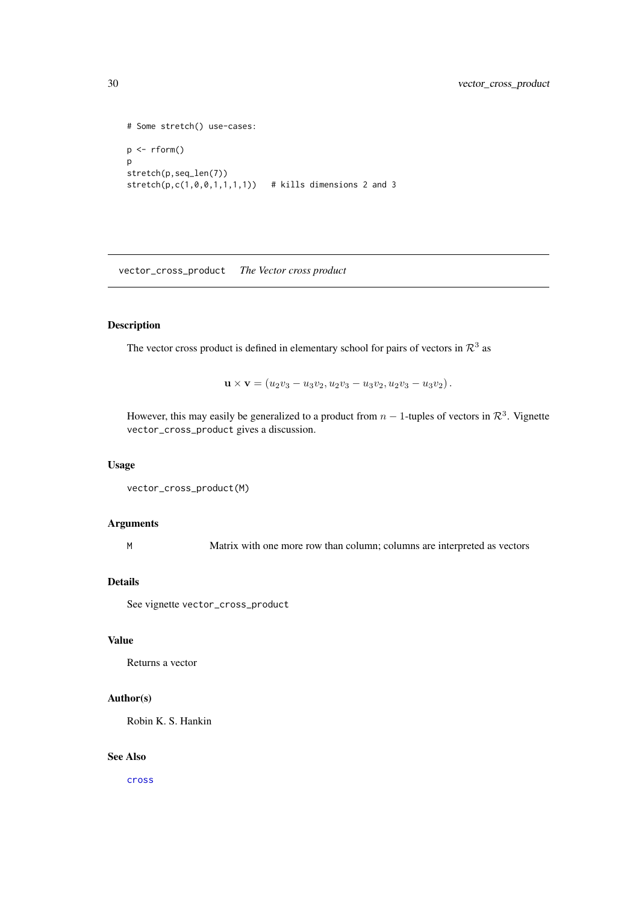```
# Some stretch() use-cases:

p <- rform()
p
stretch(p,seq_len(7))
stretch(p,c(1,0,0,1,1,1,1))   # kills dimensions 2 and 3
```

---

`vector_cross_product`    *The Vector cross product*

---

### Description

The vector cross product is defined in elementary school for pairs of vectors in $\mathcal{R}^3$ as

$$\mathbf{u} \times \mathbf{v} = (u_2v_3 - u_3v_2, u_2v_3 - u_3v_2, u_2v_3 - u_3v_2).$$

However, this may easily be generalized to a product from $n-1$-tuples of vectors in $\mathcal{R}^3$. Vignette `vector_cross_product` gives a discussion.

### Usage

```
vector_cross_product(M)
```

### Arguments

| | |
|---|---|
| `M` | Matrix with one more row than column; columns are interpreted as vectors |

### Details

See vignette `vector_cross_product`

### Value

Returns a vector

### Author(s)

Robin K. S. Hankin

### See Also

`cross`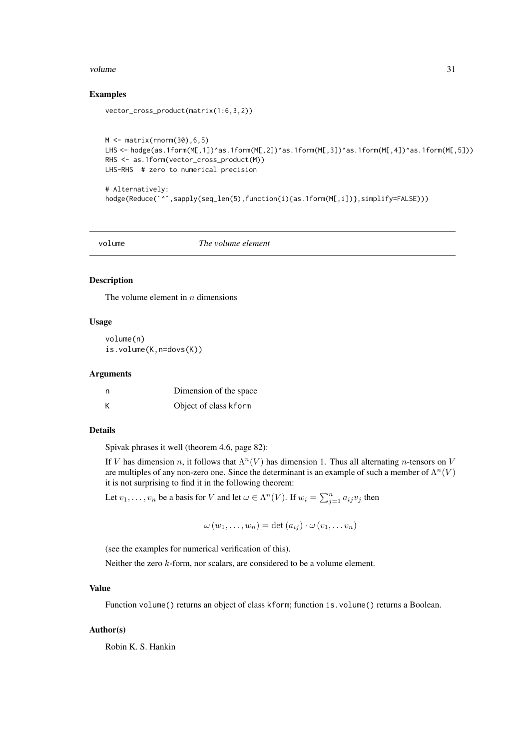### Examples

```
vector_cross_product(matrix(1:6,3,2))


M <- matrix(rnorm(30),6,5)
LHS <- hodge(as.1form(M[,1])^as.1form(M[,2])^as.1form(M[,3])^as.1form(M[,4])^as.1form(M[,5]))
RHS <- as.1form(vector_cross_product(M))
LHS-RHS  # zero to numerical precision

# Alternatively:
hodge(Reduce(`^`,sapply(seq_len(5),function(i){as.1form(M[,i])},simplify=FALSE)))
```

---

## volume *The volume element*

---

### Description

The volume element in $n$ dimensions

### Usage

```
volume(n)
is.volume(K,n=dovs(K))
```

### Arguments

| | |
|---|---|
| n | Dimension of the space |
| K | Object of class kform |

### Details

Spivak phrases it well (theorem 4.6, page 82):

If $V$ has dimension $n$, it follows that $\Lambda^n(V)$ has dimension 1. Thus all alternating $n$-tensors on $V$ are multiples of any non-zero one. Since the determinant is an example of such a member of $\Lambda^n(V)$ it is not surprising to find it in the following theorem:

Let $v_1, \ldots, v_n$ be a basis for $V$ and let $\omega \in \Lambda^n(V)$. If $w_i = \sum_{j=1}^{n} a_{ij} v_j$ then

$$\omega(w_1, \ldots, w_n) = \det(a_{ij}) \cdot \omega(v_1, \ldots v_n)$$

(see the examples for numerical verification of this).

Neither the zero $k$-form, nor scalars, are considered to be a volume element.

### Value

Function `volume()` returns an object of class `kform`; function `is.volume()` returns a Boolean.

### Author(s)

Robin K. S. Hankin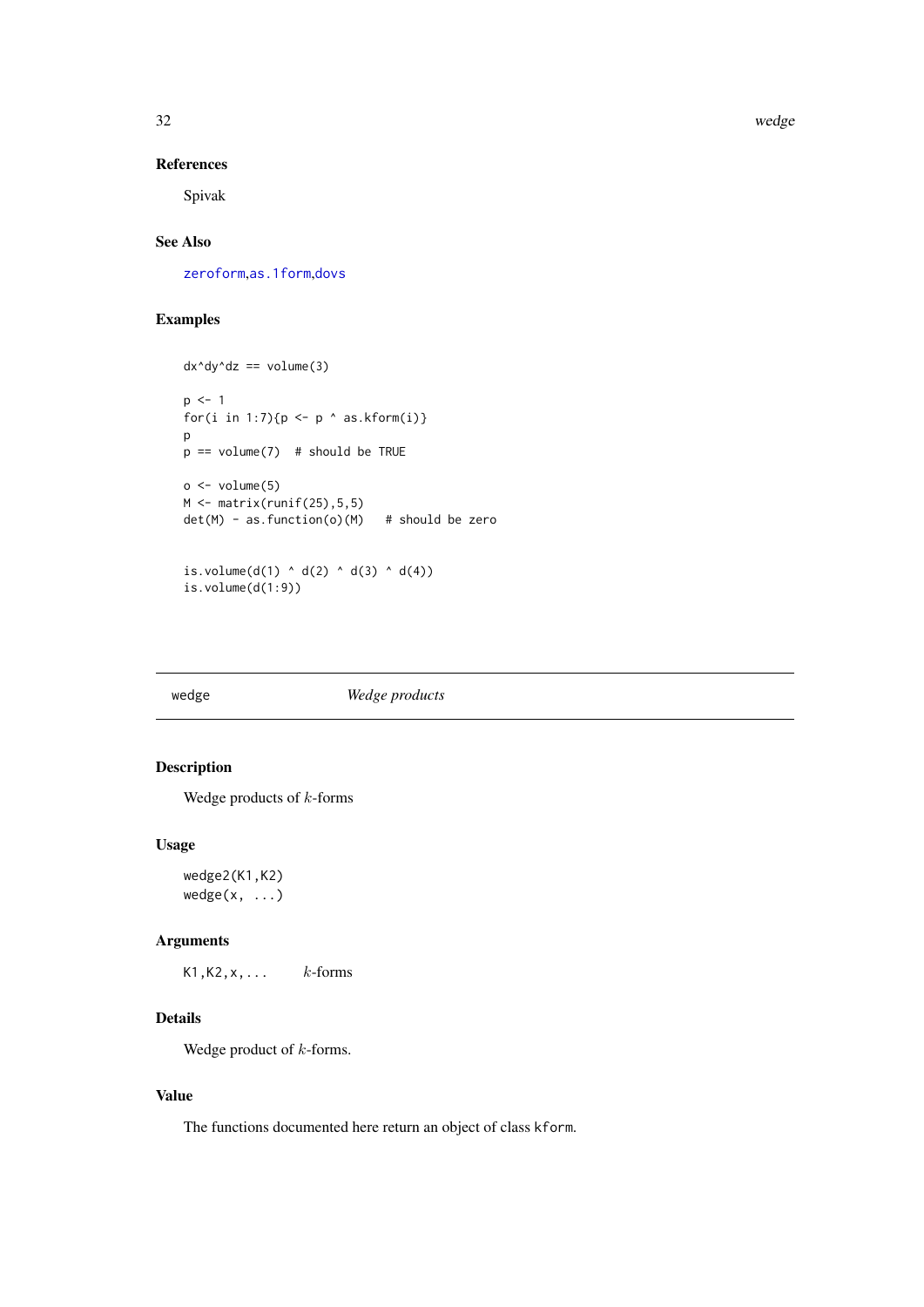### References

Spivak

### See Also

zeroform, as.1form, dovs

### Examples

```
dx^dy^dz == volume(3)

p <- 1
for(i in 1:7){p <- p ^ as.kform(i)}
p
p == volume(7)  # should be TRUE

o <- volume(5)
M <- matrix(runif(25),5,5)
det(M) - as.function(o)(M)   # should be zero


is.volume(d(1) ^ d(2) ^ d(3) ^ d(4))
is.volume(d(1:9))
```

---

## wedge — *Wedge products*

### Description

Wedge products of $k$-forms

### Usage

```
wedge2(K1,K2)
wedge(x, ...)
```

### Arguments

| | |
|---|---|
| K1,K2,x,... | $k$-forms |

### Details

Wedge product of $k$-forms.

### Value

The functions documented here return an object of class `kform`.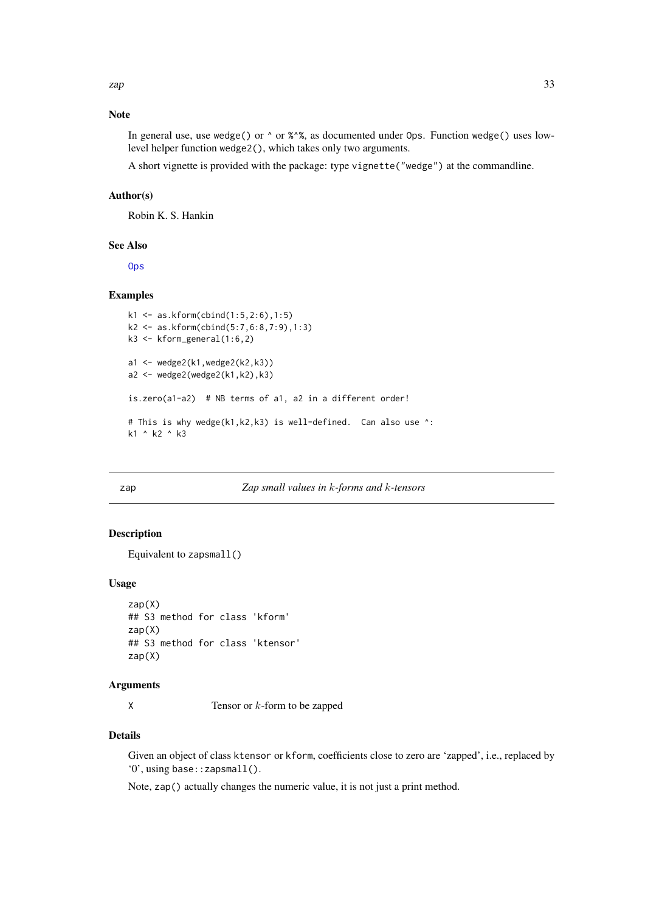## Note

In general use, use `wedge()` or `^` or `%^%`, as documented under `Ops`. Function `wedge()` uses low-level helper function `wedge2()`, which takes only two arguments.

A short vignette is provided with the package: type `vignette("wedge")` at the commandline.

## Author(s)

Robin K. S. Hankin

## See Also

Ops

## Examples

```
k1 <- as.kform(cbind(1:5,2:6),1:5)
k2 <- as.kform(cbind(5:7,6:8,7:9),1:3)
k3 <- kform_general(1:6,2)

a1 <- wedge2(k1,wedge2(k2,k3))
a2 <- wedge2(wedge2(k1,k2),k3)

is.zero(a1-a2)  # NB terms of a1, a2 in a different order!

# This is why wedge(k1,k2,k3) is well-defined.  Can also use ^:
k1 ^ k2 ^ k3
```

---

# zap — *Zap small values in $k$-forms and $k$-tensors*

## Description

Equivalent to `zapsmall()`

## Usage

```
zap(X)
## S3 method for class 'kform'
zap(X)
## S3 method for class 'ktensor'
zap(X)
```

## Arguments

| | |
|---|---|
| X | Tensor or $k$-form to be zapped |

## Details

Given an object of class `ktensor` or `kform`, coefficients close to zero are 'zapped', i.e., replaced by '0', using `base::zapsmall()`.

Note, `zap()` actually changes the numeric value, it is not just a print method.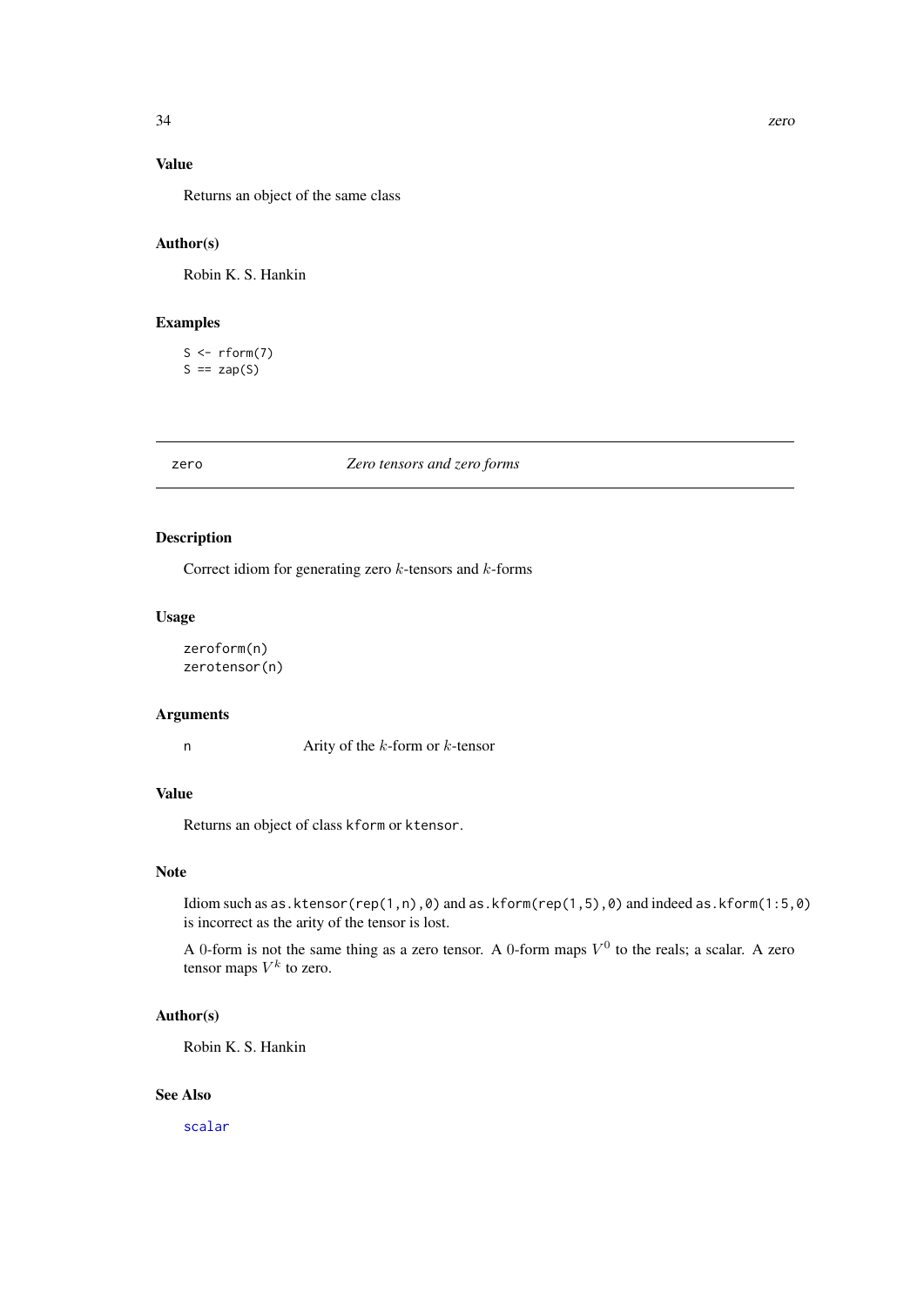## Value

Returns an object of the same class

## Author(s)

Robin K. S. Hankin

## Examples

```
S <- rform(7)
S == zap(S)
```

---

# zero — *Zero tensors and zero forms*

---

## Description

Correct idiom for generating zero $k$-tensors and $k$-forms

## Usage

```
zeroform(n)
zerotensor(n)
```

## Arguments

| | |
|---|---|
| n | Arity of the $k$-form or $k$-tensor |

## Value

Returns an object of class `kform` or `ktensor`.

## Note

Idiom such as `as.ktensor(rep(1,n),0)` and `as.kform(rep(1,5),0)` and indeed `as.kform(1:5,0)` is incorrect as the arity of the tensor is lost.

A 0-form is not the same thing as a zero tensor. A 0-form maps $V^0$ to the reals; a scalar. A zero tensor maps $V^k$ to zero.

## Author(s)

Robin K. S. Hankin

## See Also

`scalar`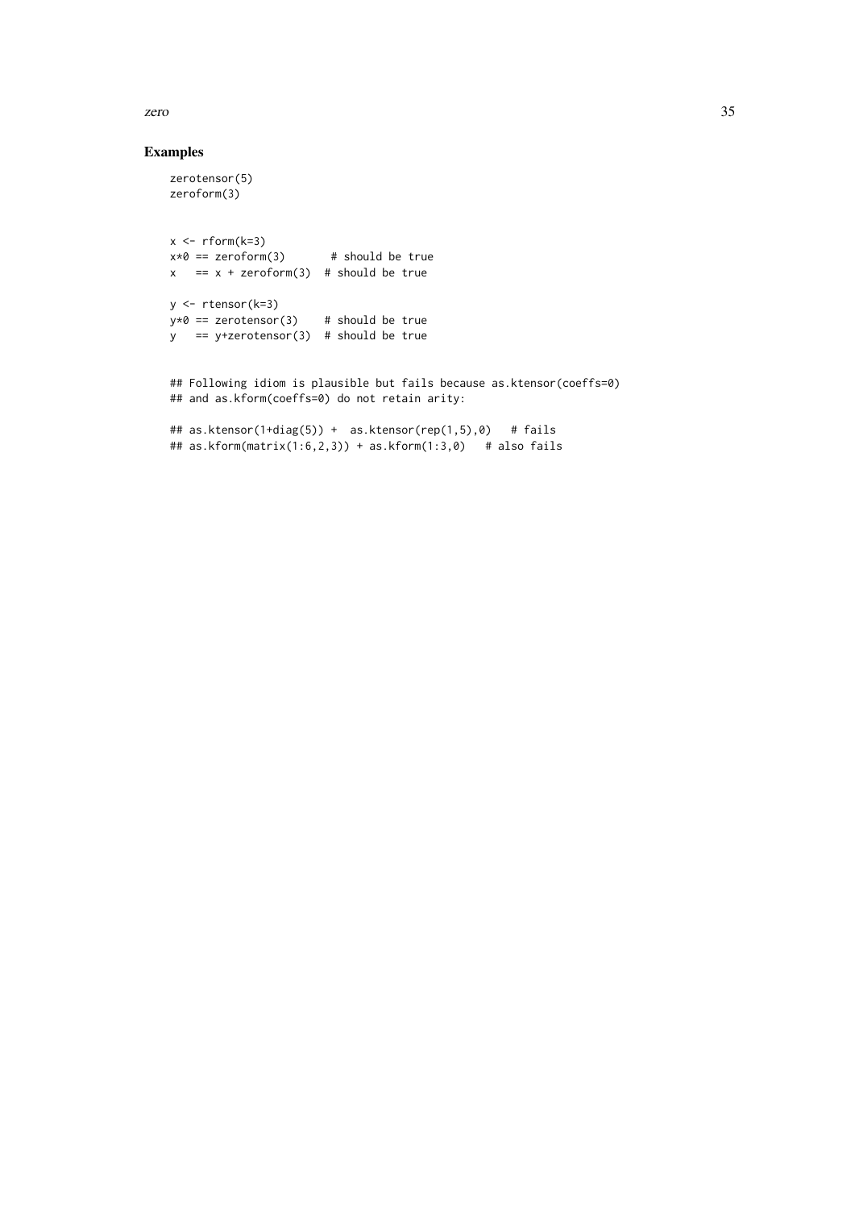## Examples

```
zerotensor(5)
zeroform(3)


x <- rform(k=3)
x*0 == zeroform(3)        # should be true
x   == x + zeroform(3)  # should be true

y <- rtensor(k=3)
y*0 == zerotensor(3)    # should be true
y   == y+zerotensor(3)  # should be true


## Following idiom is plausible but fails because as.ktensor(coeffs=0)
## and as.kform(coeffs=0) do not retain arity:

## as.ktensor(1+diag(5)) +  as.ktensor(rep(1,5),0)   # fails
## as.kform(matrix(1:6,2,3)) + as.kform(1:3,0)   # also fails
```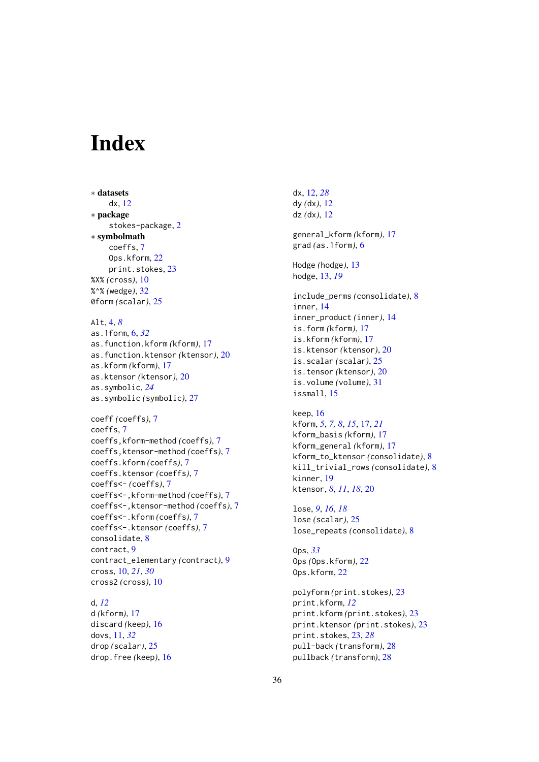# Index

∗ **datasets**
  dx, 12
∗ **package**
  stokes-package, 2
∗ **symbolmath**
  coeffs, 7
  Ops.kform, 22
  print.stokes, 23
%X% (cross), 10
%^% (wedge), 32
0form (scalar), 25

Alt, 4, *8*
as.1form, 6, *32*
as.function.kform (kform), 17
as.function.ktensor (ktensor), 20
as.kform (kform), 17
as.ktensor (ktensor), 20
as.symbolic, *24*
as.symbolic (symbolic), 27

coeff (coeffs), 7
coeffs, 7
coeffs,kform-method (coeffs), 7
coeffs,ktensor-method (coeffs), 7
coeffs.kform (coeffs), 7
coeffs.ktensor (coeffs), 7
coeffs<- (coeffs), 7
coeffs<-,kform-method (coeffs), 7
coeffs<-,ktensor-method (coeffs), 7
coeffs<-.kform (coeffs), 7
coeffs<-.ktensor (coeffs), 7
consolidate, 8
contract, 9
contract_elementary (contract), 9
cross, 10, *21*, *30*
cross2 (cross), 10

d, *12*
d (kform), 17
discard (keep), 16
dovs, 11, *32*
drop (scalar), 25
drop.free (keep), 16

dx, 12, *28*
dy (dx), 12
dz (dx), 12

general_kform (kform), 17
grad (as.1form), 6

Hodge (hodge), 13
hodge, 13, *19*

include_perms (consolidate), 8
inner, 14
inner_product (inner), 14
is.form (kform), 17
is.kform (kform), 17
is.ktensor (ktensor), 20
is.scalar (scalar), 25
is.tensor (ktensor), 20
is.volume (volume), 31
issmall, 15

keep, 16
kform, *5*, *7*, *8*, *15*, 17, *21*
kform_basis (kform), 17
kform_general (kform), 17
kform_to_ktensor (consolidate), 8
kill_trivial_rows (consolidate), 8
kinner, 19
ktensor, *8*, *11*, *18*, 20

lose, *9*, *16*, *18*
lose (scalar), 25
lose_repeats (consolidate), 8

Ops, *33*
Ops (Ops.kform), 22
Ops.kform, 22

polyform (print.stokes), 23
print.kform, *12*
print.kform (print.stokes), 23
print.ktensor (print.stokes), 23
print.stokes, 23, *28*
pull-back (transform), 28
pullback (transform), 28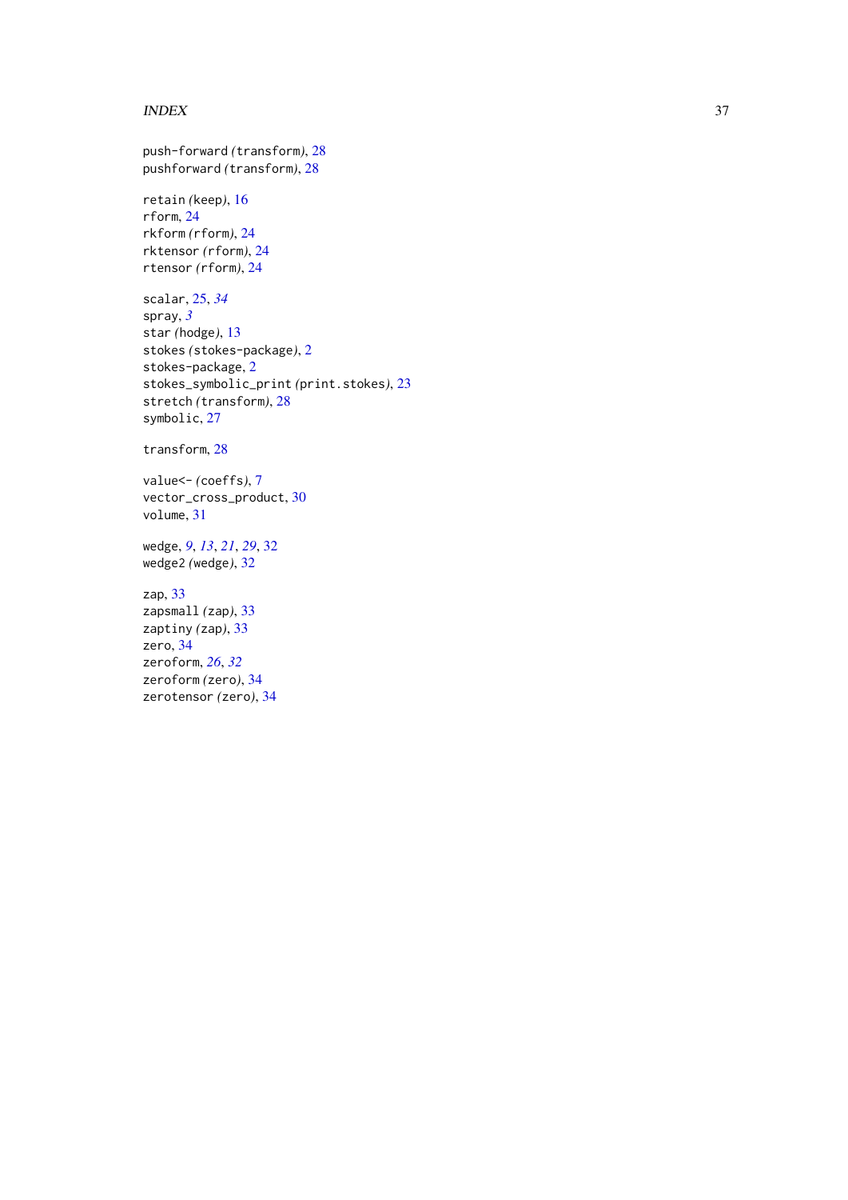push-forward *(transform)*, 28
pushforward *(transform)*, 28

retain *(keep)*, 16
rform, 24
rkform *(rform)*, 24
rktensor *(rform)*, 24
rtensor *(rform)*, 24

scalar, 25, *34*
spray, *3*
star *(hodge)*, 13
stokes *(stokes-package)*, 2
stokes-package, 2
stokes_symbolic_print *(print.stokes)*, 23
stretch *(transform)*, 28
symbolic, 27

transform, 28

value<- *(coeffs)*, 7
vector_cross_product, 30
volume, 31

wedge, *9*, *13*, *21*, *29*, 32
wedge2 *(wedge)*, 32

zap, 33
zapsmall *(zap)*, 33
zaptiny *(zap)*, 33
zero, 34
zeroform, *26*, *32*
zeroform *(zero)*, 34
zerotensor *(zero)*, 34